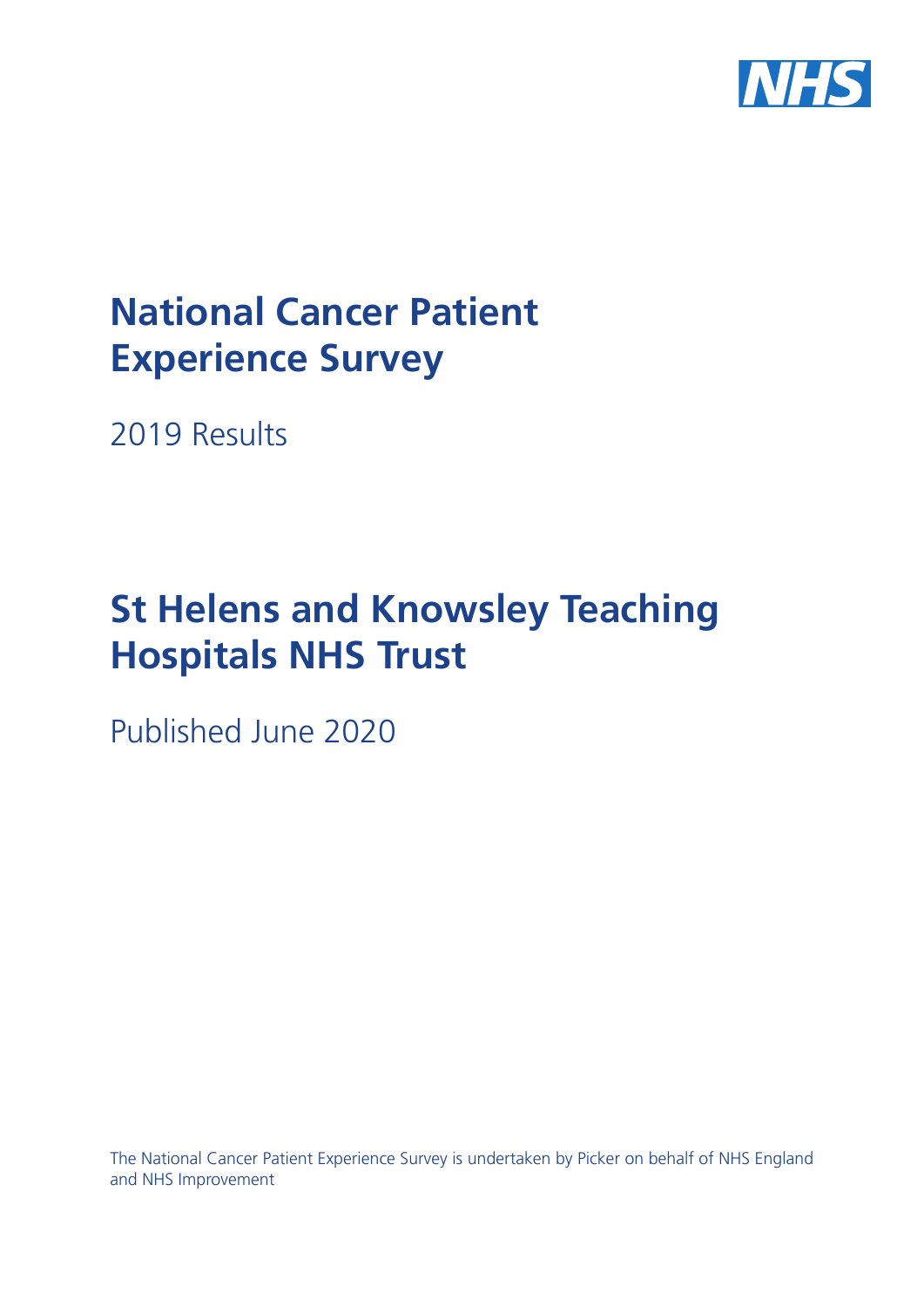NHS

# National Cancer Patient Experience Survey

2019 Results

# St Helens and Knowsley Teaching Hospitals NHS Trust

Published June 2020

The National Cancer Patient Experience Survey is undertaken by Picker on behalf of NHS England and NHS Improvement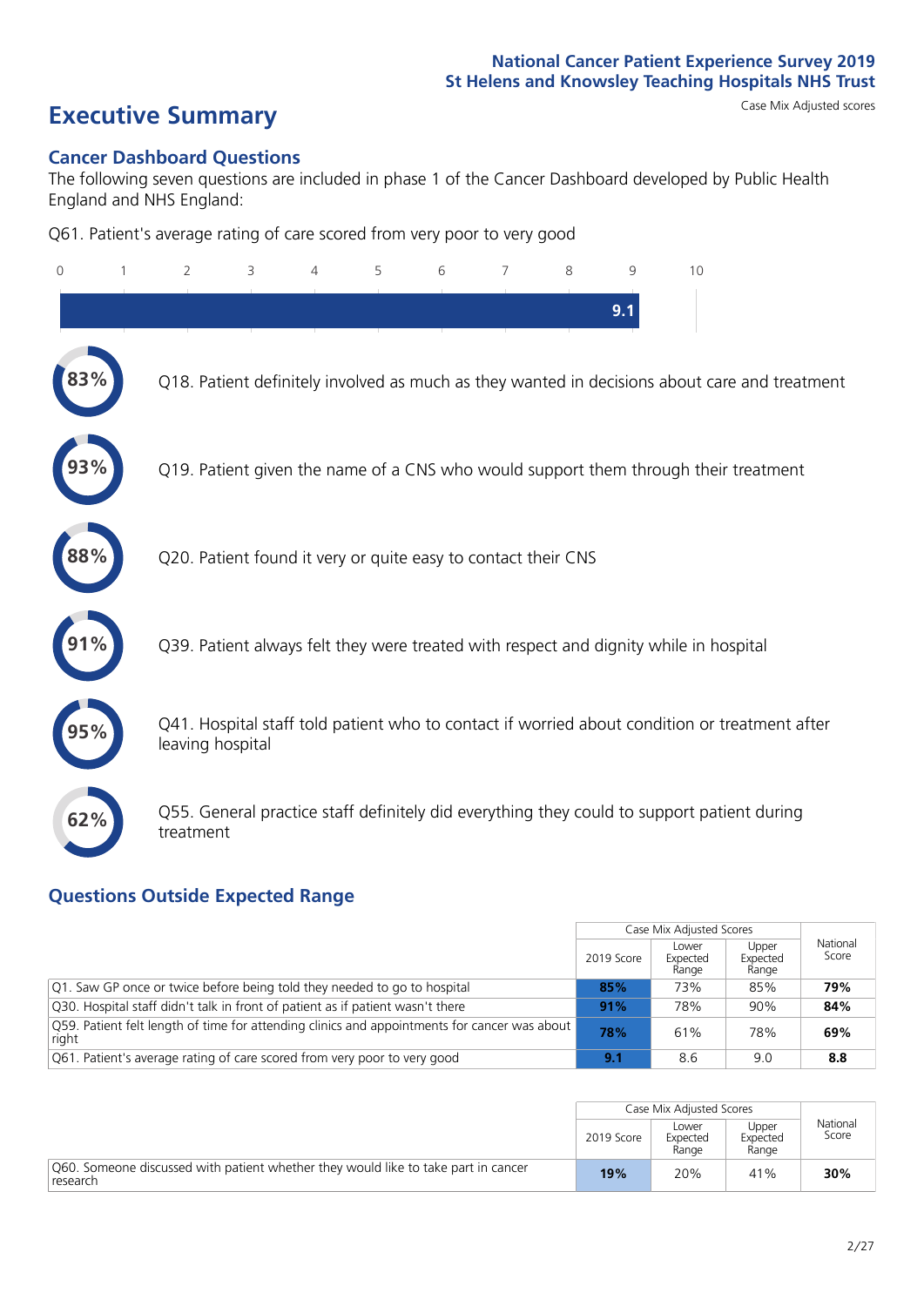# Executive Summary

Case Mix Adjusted scores

## Cancer Dashboard Questions

The following seven questions are included in phase 1 of the Cancer Dashboard developed by Public Health England and NHS England:

Q61. Patient's average rating of care scored from very poor to very good

0 1 2 3 4 5 6 7 8 9 10

9.1

83% Q18. Patient definitely involved as much as they wanted in decisions about care and treatment

93% Q19. Patient given the name of a CNS who would support them through their treatment

88% Q20. Patient found it very or quite easy to contact their CNS

91% Q39. Patient always felt they were treated with respect and dignity while in hospital

95% Q41. Hospital staff told patient who to contact if worried about condition or treatment after leaving hospital

62% Q55. General practice staff definitely did everything they could to support patient during treatment

## Questions Outside Expected Range

| | Case Mix Adjusted Scores | | | National Score |
|---|---|---|---|---|
| | 2019 Score | Lower Expected Range | Upper Expected Range | |
| Q1. Saw GP once or twice before being told they needed to go to hospital | **85%** | 73% | 85% | **79%** |
| Q30. Hospital staff didn't talk in front of patient as if patient wasn't there | **91%** | 78% | 90% | **84%** |
| Q59. Patient felt length of time for attending clinics and appointments for cancer was about right | **78%** | 61% | 78% | **69%** |
| Q61. Patient's average rating of care scored from very poor to very good | **9.1** | 8.6 | 9.0 | **8.8** |

| | Case Mix Adjusted Scores | | | National Score |
|---|---|---|---|---|
| | 2019 Score | Lower Expected Range | Upper Expected Range | |
| Q60. Someone discussed with patient whether they would like to take part in cancer research | **19%** | 20% | 41% | **30%** |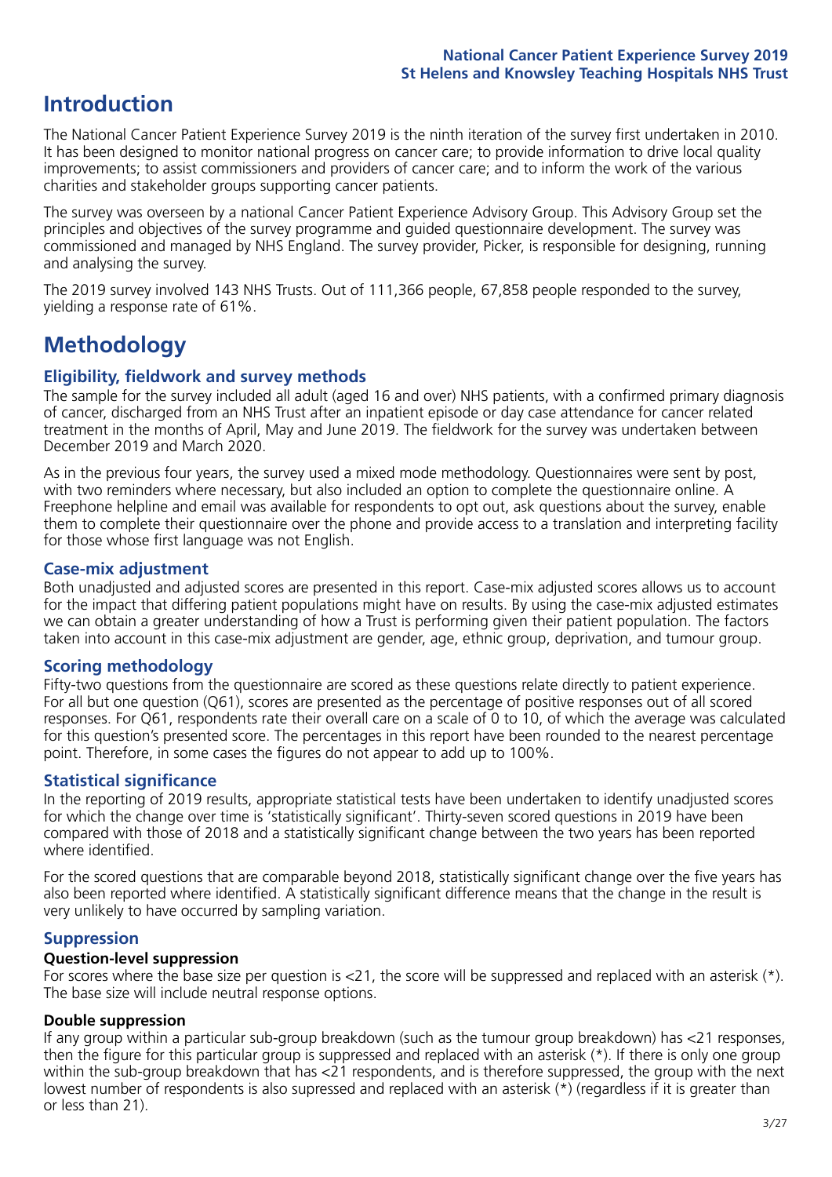# Introduction

The National Cancer Patient Experience Survey 2019 is the ninth iteration of the survey first undertaken in 2010. It has been designed to monitor national progress on cancer care; to provide information to drive local quality improvements; to assist commissioners and providers of cancer care; and to inform the work of the various charities and stakeholder groups supporting cancer patients.

The survey was overseen by a national Cancer Patient Experience Advisory Group. This Advisory Group set the principles and objectives of the survey programme and guided questionnaire development. The survey was commissioned and managed by NHS England. The survey provider, Picker, is responsible for designing, running and analysing the survey.

The 2019 survey involved 143 NHS Trusts. Out of 111,366 people, 67,858 people responded to the survey, yielding a response rate of 61%.

# Methodology

## Eligibility, fieldwork and survey methods

The sample for the survey included all adult (aged 16 and over) NHS patients, with a confirmed primary diagnosis of cancer, discharged from an NHS Trust after an inpatient episode or day case attendance for cancer related treatment in the months of April, May and June 2019. The fieldwork for the survey was undertaken between December 2019 and March 2020.

As in the previous four years, the survey used a mixed mode methodology. Questionnaires were sent by post, with two reminders where necessary, but also included an option to complete the questionnaire online. A Freephone helpline and email was available for respondents to opt out, ask questions about the survey, enable them to complete their questionnaire over the phone and provide access to a translation and interpreting facility for those whose first language was not English.

## Case-mix adjustment

Both unadjusted and adjusted scores are presented in this report. Case-mix adjusted scores allows us to account for the impact that differing patient populations might have on results. By using the case-mix adjusted estimates we can obtain a greater understanding of how a Trust is performing given their patient population. The factors taken into account in this case-mix adjustment are gender, age, ethnic group, deprivation, and tumour group.

## Scoring methodology

Fifty-two questions from the questionnaire are scored as these questions relate directly to patient experience. For all but one question (Q61), scores are presented as the percentage of positive responses out of all scored responses. For Q61, respondents rate their overall care on a scale of 0 to 10, of which the average was calculated for this question's presented score. The percentages in this report have been rounded to the nearest percentage point. Therefore, in some cases the figures do not appear to add up to 100%.

## Statistical significance

In the reporting of 2019 results, appropriate statistical tests have been undertaken to identify unadjusted scores for which the change over time is 'statistically significant'. Thirty-seven scored questions in 2019 have been compared with those of 2018 and a statistically significant change between the two years has been reported where identified.

For the scored questions that are comparable beyond 2018, statistically significant change over the five years has also been reported where identified. A statistically significant difference means that the change in the result is very unlikely to have occurred by sampling variation.

## Suppression

### Question-level suppression

For scores where the base size per question is <21, the score will be suppressed and replaced with an asterisk (*). The base size will include neutral response options.

### Double suppression

If any group within a particular sub-group breakdown (such as the tumour group breakdown) has <21 responses, then the figure for this particular group is suppressed and replaced with an asterisk (*). If there is only one group within the sub-group breakdown that has <21 respondents, and is therefore suppressed, the group with the next lowest number of respondents is also supressed and replaced with an asterisk (*) (regardless if it is greater than or less than 21).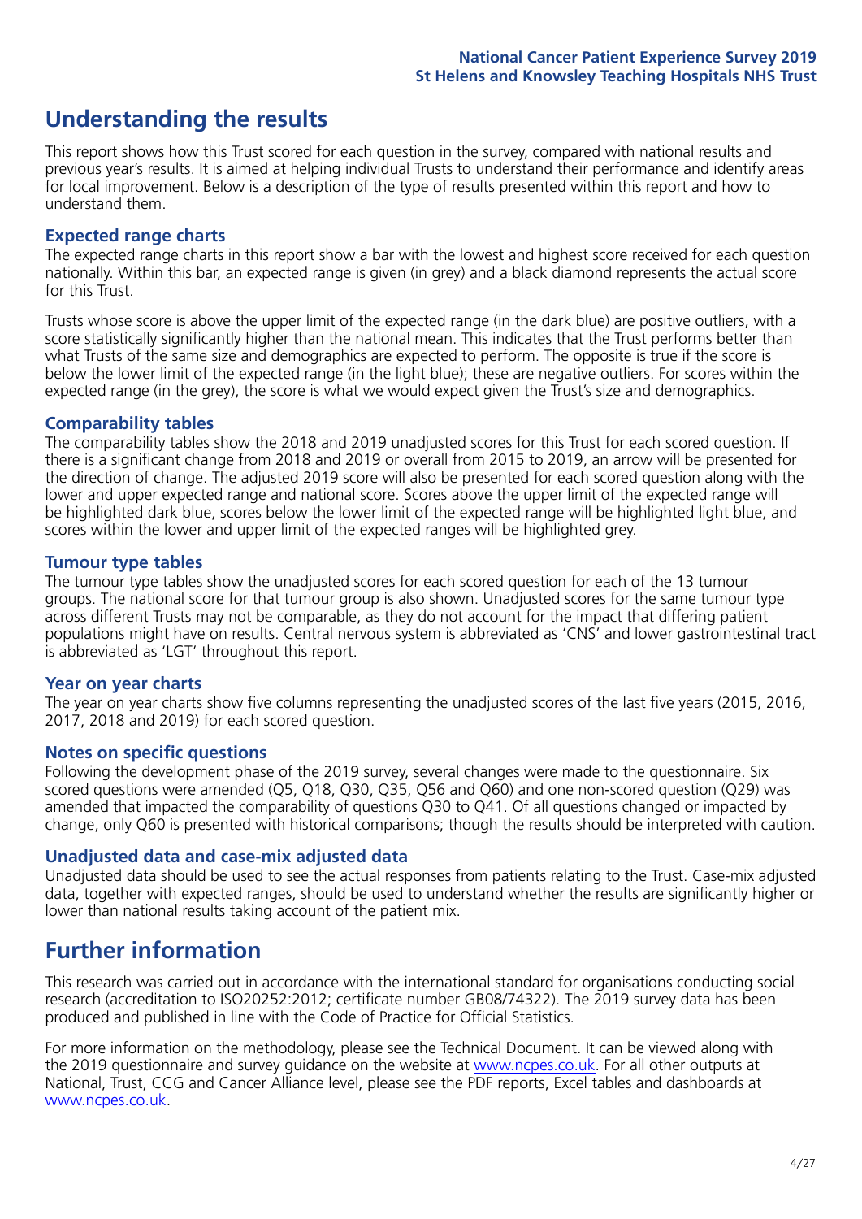# Understanding the results

This report shows how this Trust scored for each question in the survey, compared with national results and previous year's results. It is aimed at helping individual Trusts to understand their performance and identify areas for local improvement. Below is a description of the type of results presented within this report and how to understand them.

## Expected range charts

The expected range charts in this report show a bar with the lowest and highest score received for each question nationally. Within this bar, an expected range is given (in grey) and a black diamond represents the actual score for this Trust.

Trusts whose score is above the upper limit of the expected range (in the dark blue) are positive outliers, with a score statistically significantly higher than the national mean. This indicates that the Trust performs better than what Trusts of the same size and demographics are expected to perform. The opposite is true if the score is below the lower limit of the expected range (in the light blue); these are negative outliers. For scores within the expected range (in the grey), the score is what we would expect given the Trust's size and demographics.

## Comparability tables

The comparability tables show the 2018 and 2019 unadjusted scores for this Trust for each scored question. If there is a significant change from 2018 and 2019 or overall from 2015 to 2019, an arrow will be presented for the direction of change. The adjusted 2019 score will also be presented for each scored question along with the lower and upper expected range and national score. Scores above the upper limit of the expected range will be highlighted dark blue, scores below the lower limit of the expected range will be highlighted light blue, and scores within the lower and upper limit of the expected ranges will be highlighted grey.

## Tumour type tables

The tumour type tables show the unadjusted scores for each scored question for each of the 13 tumour groups. The national score for that tumour group is also shown. Unadjusted scores for the same tumour type across different Trusts may not be comparable, as they do not account for the impact that differing patient populations might have on results. Central nervous system is abbreviated as 'CNS' and lower gastrointestinal tract is abbreviated as 'LGT' throughout this report.

## Year on year charts

The year on year charts show five columns representing the unadjusted scores of the last five years (2015, 2016, 2017, 2018 and 2019) for each scored question.

## Notes on specific questions

Following the development phase of the 2019 survey, several changes were made to the questionnaire. Six scored questions were amended (Q5, Q18, Q30, Q35, Q56 and Q60) and one non-scored question (Q29) was amended that impacted the comparability of questions Q30 to Q41. Of all questions changed or impacted by change, only Q60 is presented with historical comparisons; though the results should be interpreted with caution.

## Unadjusted data and case-mix adjusted data

Unadjusted data should be used to see the actual responses from patients relating to the Trust. Case-mix adjusted data, together with expected ranges, should be used to understand whether the results are significantly higher or lower than national results taking account of the patient mix.

# Further information

This research was carried out in accordance with the international standard for organisations conducting social research (accreditation to ISO20252:2012; certificate number GB08/74322). The 2019 survey data has been produced and published in line with the Code of Practice for Official Statistics.

For more information on the methodology, please see the Technical Document. It can be viewed along with the 2019 questionnaire and survey guidance on the website at www.ncpes.co.uk. For all other outputs at National, Trust, CCG and Cancer Alliance level, please see the PDF reports, Excel tables and dashboards at www.ncpes.co.uk.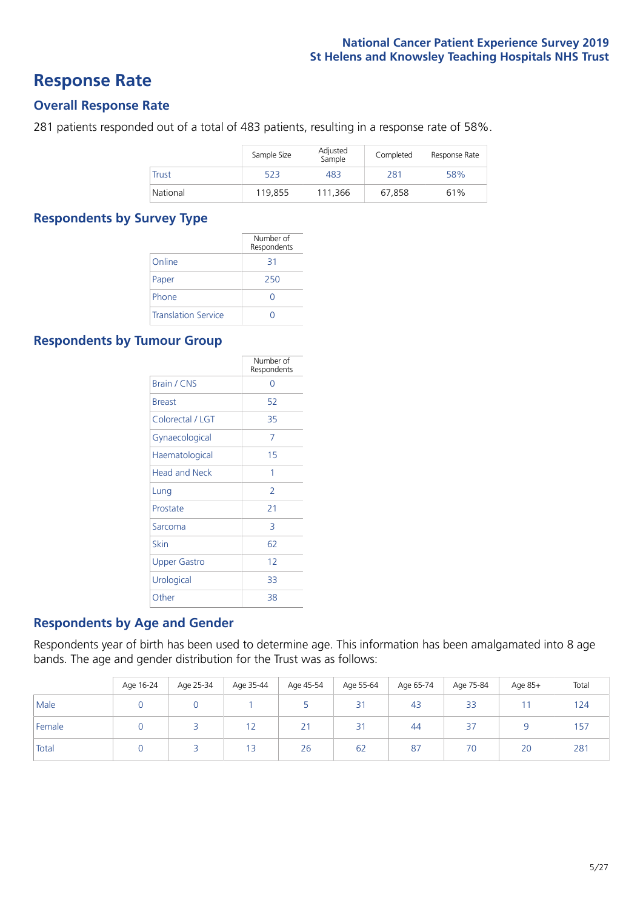# Response Rate

## Overall Response Rate

281 patients responded out of a total of 483 patients, resulting in a response rate of 58%.

| | Sample Size | Adjusted Sample | Completed | Response Rate |
|---|---|---|---|---|
| Trust | 523 | 483 | 281 | 58% |
| National | 119,855 | 111,366 | 67,858 | 61% |

## Respondents by Survey Type

| | Number of Respondents |
|---|---|
| Online | 31 |
| Paper | 250 |
| Phone | 0 |
| Translation Service | 0 |

## Respondents by Tumour Group

| | Number of Respondents |
|---|---|
| Brain / CNS | 0 |
| Breast | 52 |
| Colorectal / LGT | 35 |
| Gynaecological | 7 |
| Haematological | 15 |
| Head and Neck | 1 |
| Lung | 2 |
| Prostate | 21 |
| Sarcoma | 3 |
| Skin | 62 |
| Upper Gastro | 12 |
| Urological | 33 |
| Other | 38 |

## Respondents by Age and Gender

Respondents year of birth has been used to determine age. This information has been amalgamated into 8 age bands. The age and gender distribution for the Trust was as follows:

| | Age 16-24 | Age 25-34 | Age 35-44 | Age 45-54 | Age 55-64 | Age 65-74 | Age 75-84 | Age 85+ | Total |
|---|---|---|---|---|---|---|---|---|---|
| Male | 0 | 0 | 1 | 5 | 31 | 43 | 33 | 11 | 124 |
| Female | 0 | 3 | 12 | 21 | 31 | 44 | 37 | 9 | 157 |
| Total | 0 | 3 | 13 | 26 | 62 | 87 | 70 | 20 | 281 |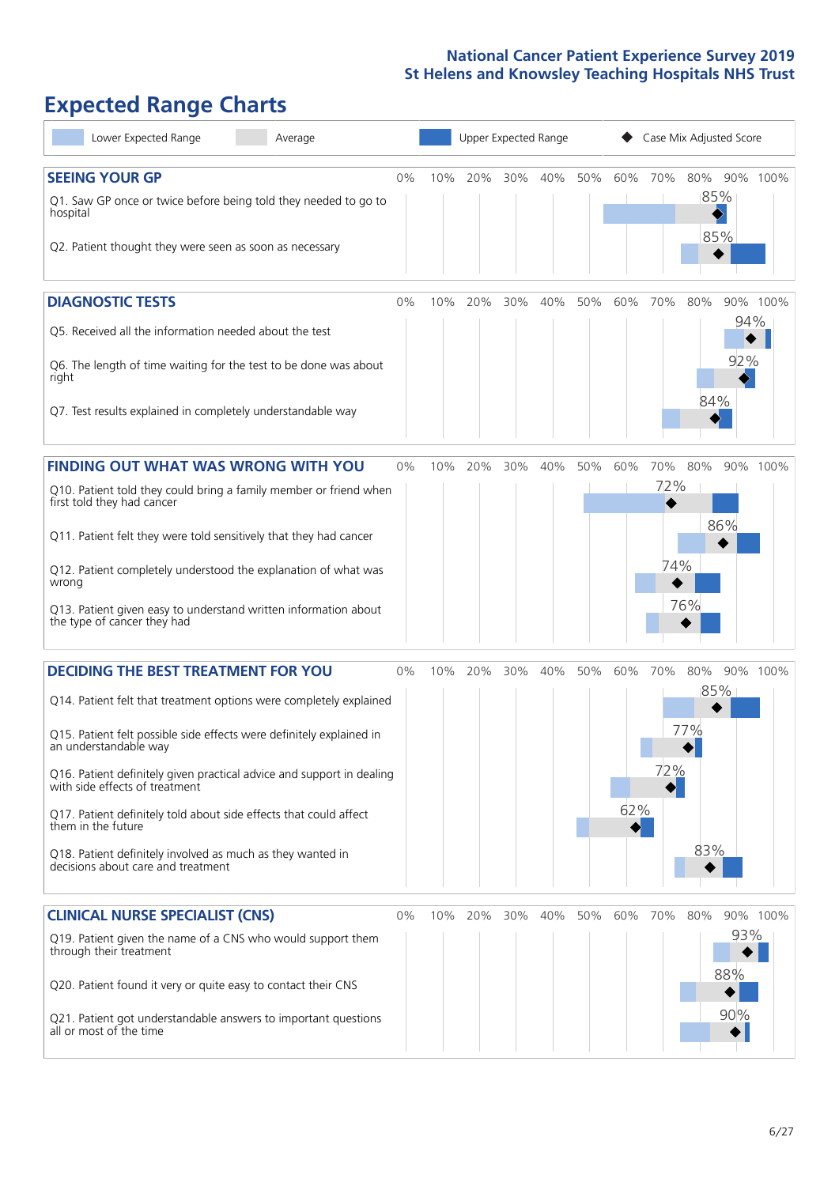National Cancer Patient Experience Survey 2019
St Helens and Knowsley Teaching Hospitals NHS Trust

# Expected Range Charts

Lower Expected Range
Average
Upper Expected Range
Case Mix Adjusted Score

## SEEING YOUR GP

0% 10% 20% 30% 40% 50% 60% 70% 80% 90% 100%

Q1. Saw GP once or twice before being told they needed to go to hospital
85%

Q2. Patient thought they were seen as soon as necessary
85%

## DIAGNOSTIC TESTS

0% 10% 20% 30% 40% 50% 60% 70% 80% 90% 100%

Q5. Received all the information needed about the test
94%

Q6. The length of time waiting for the test to be done was about right
92%

Q7. Test results explained in completely understandable way
84%

## FINDING OUT WHAT WAS WRONG WITH YOU

0% 10% 20% 30% 40% 50% 60% 70% 80% 90% 100%

Q10. Patient told they could bring a family member or friend when first told they had cancer
72%

Q11. Patient felt they were told sensitively that they had cancer
86%

Q12. Patient completely understood the explanation of what was wrong
74%

Q13. Patient given easy to understand written information about the type of cancer they had
76%

## DECIDING THE BEST TREATMENT FOR YOU

0% 10% 20% 30% 40% 50% 60% 70% 80% 90% 100%

Q14. Patient felt that treatment options were completely explained
85%

Q15. Patient felt possible side effects were definitely explained in an understandable way
77%

Q16. Patient definitely given practical advice and support in dealing with side effects of treatment
72%

Q17. Patient definitely told about side effects that could affect them in the future
62%

Q18. Patient definitely involved as much as they wanted in decisions about care and treatment
83%

## CLINICAL NURSE SPECIALIST (CNS)

0% 10% 20% 30% 40% 50% 60% 70% 80% 90% 100%

Q19. Patient given the name of a CNS who would support them through their treatment
93%

Q20. Patient found it very or quite easy to contact their CNS
88%

Q21. Patient got understandable answers to important questions all or most of the time
90%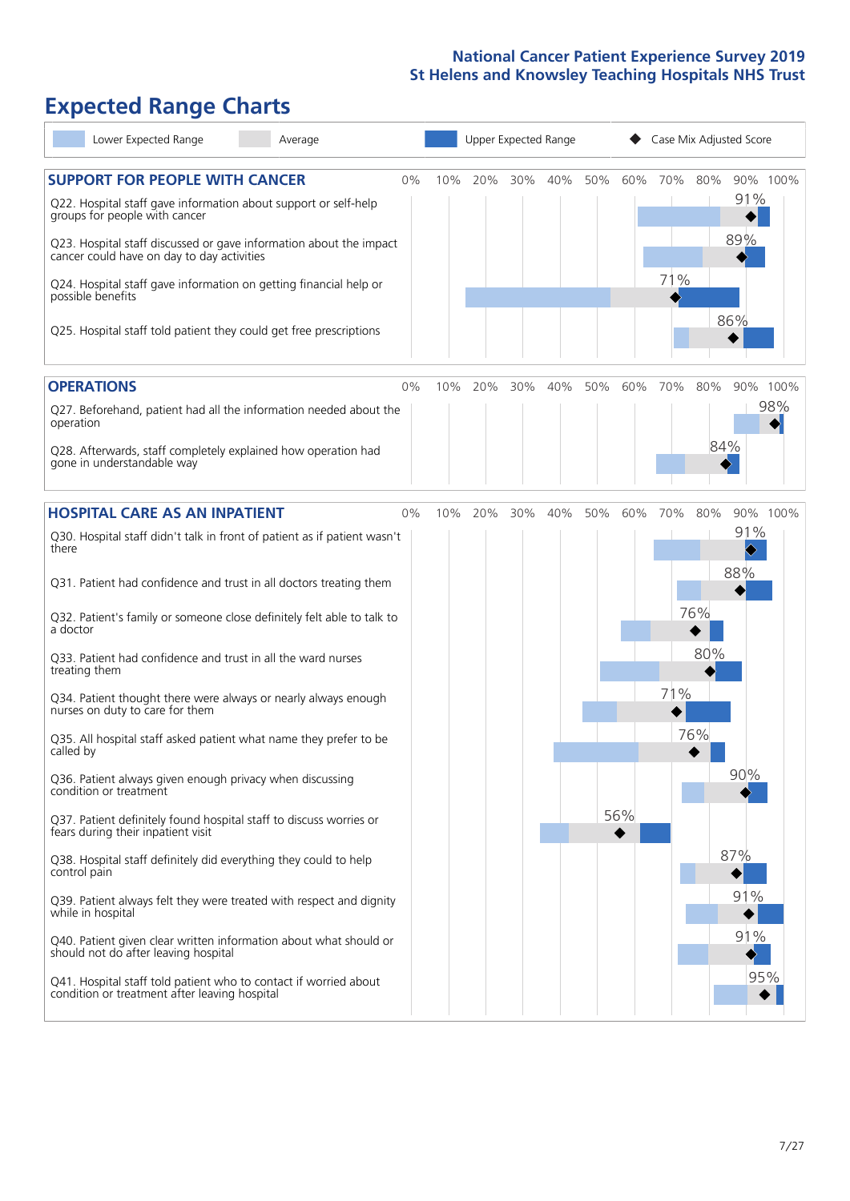National Cancer Patient Experience Survey 2019
St Helens and Knowsley Teaching Hospitals NHS Trust

# Expected Range Charts

Lower Expected Range | Average | Upper Expected Range | Case Mix Adjusted Score

## SUPPORT FOR PEOPLE WITH CANCER

0% 10% 20% 30% 40% 50% 60% 70% 80% 90% 100%

Q22. Hospital staff gave information about support or self-help groups for people with cancer
91%

Q23. Hospital staff discussed or gave information about the impact cancer could have on day to day activities
89%

Q24. Hospital staff gave information on getting financial help or possible benefits
71%

Q25. Hospital staff told patient they could get free prescriptions
86%

## OPERATIONS

0% 10% 20% 30% 40% 50% 60% 70% 80% 90% 100%

Q27. Beforehand, patient had all the information needed about the operation
98%

Q28. Afterwards, staff completely explained how operation had gone in understandable way
84%

## HOSPITAL CARE AS AN INPATIENT

0% 10% 20% 30% 40% 50% 60% 70% 80% 90% 100%

Q30. Hospital staff didn't talk in front of patient as if patient wasn't there
91%

Q31. Patient had confidence and trust in all doctors treating them
88%

Q32. Patient's family or someone close definitely felt able to talk to a doctor
76%

Q33. Patient had confidence and trust in all the ward nurses treating them
80%

Q34. Patient thought there were always or nearly always enough nurses on duty to care for them
71%

Q35. All hospital staff asked patient what name they prefer to be called by
76%

Q36. Patient always given enough privacy when discussing condition or treatment
90%

Q37. Patient definitely found hospital staff to discuss worries or fears during their inpatient visit
56%

Q38. Hospital staff definitely did everything they could to help control pain
87%

Q39. Patient always felt they were treated with respect and dignity while in hospital
91%

Q40. Patient given clear written information about what should or should not do after leaving hospital
91%

Q41. Hospital staff told patient who to contact if worried about condition or treatment after leaving hospital
95%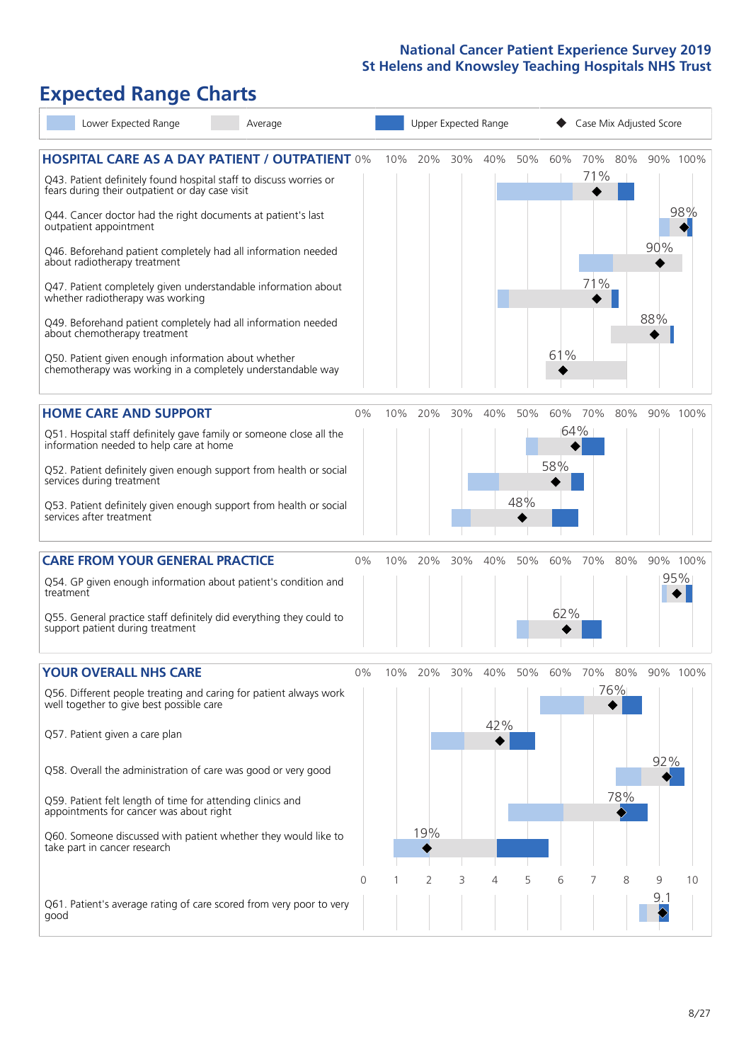National Cancer Patient Experience Survey 2019
St Helens and Knowsley Teaching Hospitals NHS Trust

# Expected Range Charts

Lower Expected Range | Average | Upper Expected Range | Case Mix Adjusted Score

## HOSPITAL CARE AS A DAY PATIENT / OUTPATIENT

0% 10% 20% 30% 40% 50% 60% 70% 80% 90% 100%

Q43. Patient definitely found hospital staff to discuss worries or fears during their outpatient or day case visit
71%

Q44. Cancer doctor had the right documents at patient's last outpatient appointment
98%

Q46. Beforehand patient completely had all information needed about radiotherapy treatment
90%

Q47. Patient completely given understandable information about whether radiotherapy treatment was working
71%

Q49. Beforehand patient completely had all information needed about chemotherapy treatment
88%

Q50. Patient given enough information about whether chemotherapy was working in a completely understandable way
61%

## HOME CARE AND SUPPORT

0% 10% 20% 30% 40% 50% 60% 70% 80% 90% 100%

Q51. Hospital staff definitely gave family or someone close all the information needed to help care at home
64%

Q52. Patient definitely given enough support from health or social services during treatment
58%

Q53. Patient definitely given enough support from health or social services after treatment
48%

## CARE FROM YOUR GENERAL PRACTICE

0% 10% 20% 30% 40% 50% 60% 70% 80% 90% 100%

Q54. GP given enough information about patient's condition and treatment
95%

Q55. General practice staff definitely did everything they could to support patient during treatment
62%

## YOUR OVERALL NHS CARE

0% 10% 20% 30% 40% 50% 60% 70% 80% 90% 100%

Q56. Different people treating and caring for patient always work well together to give best possible care
76%

Q57. Patient given a care plan
42%

Q58. Overall the administration of care was good or very good
92%

Q59. Patient felt length of time for attending clinics and appointments for cancer was about right
78%

Q60. Someone discussed with patient whether they would like to take part in cancer research
19%

0 1 2 3 4 5 6 7 8 9 10

Q61. Patient's average rating of care scored from very poor to very good
9.1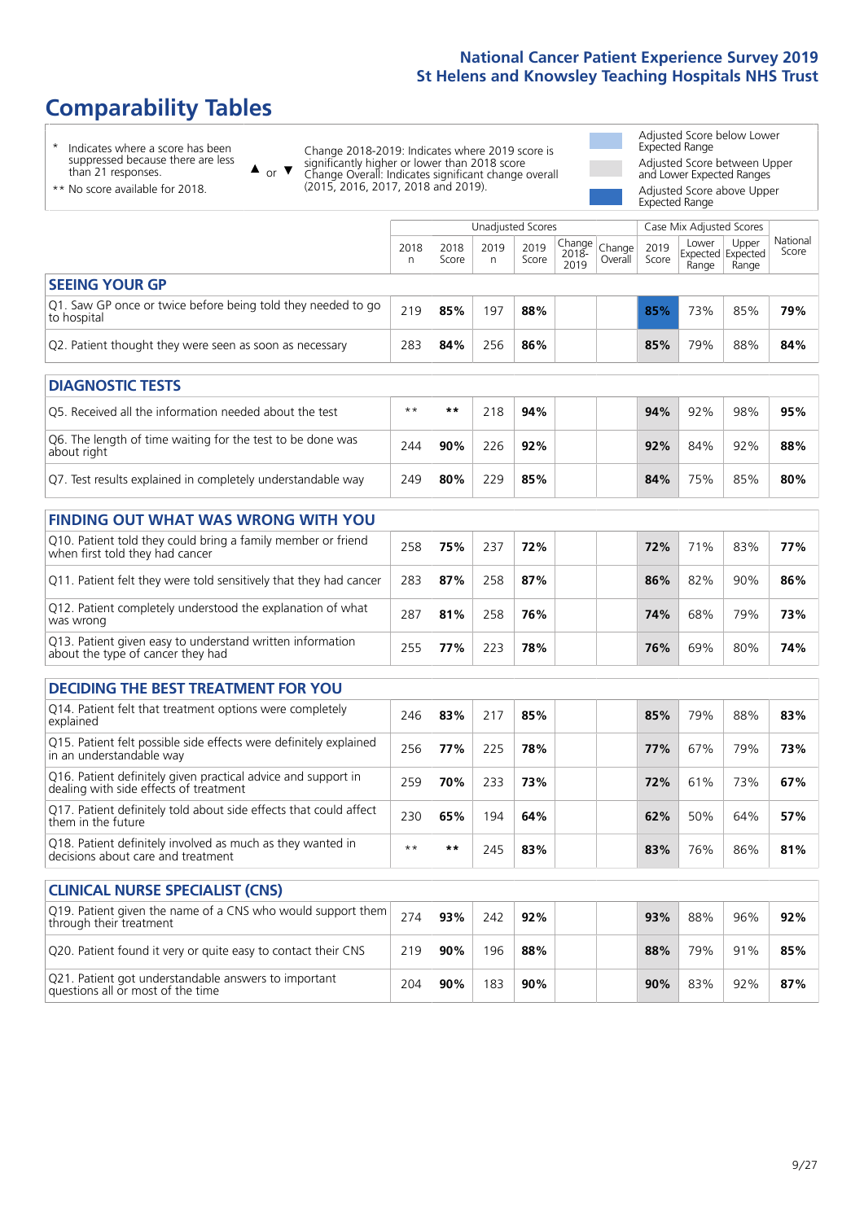# National Cancer Patient Experience Survey 2019
## St Helens and Knowsley Teaching Hospitals NHS Trust

# Comparability Tables

\* Indicates where a score has been suppressed because there are less than 21 responses.

** No score available for 2018.

▲ or ▼ Change 2018-2019: Indicates where 2019 score is significantly higher or lower than 2018 score. Change Overall: Indicates significant change overall (2015, 2016, 2017, 2018 and 2019).

Adjusted Score below Lower Expected Range

Adjusted Score between Upper and Lower Expected Ranges

Adjusted Score above Upper Expected Range

| | Unadjusted Scores | | | | | | Case Mix Adjusted Scores | | | |
|---|---|---|---|---|---|---|---|---|---|---|
| | 2018 n | 2018 Score | 2019 n | 2019 Score | Change 2018-2019 | Change Overall | 2019 Score | Lower Expected Range | Upper Expected Range | National Score |
| **SEEING YOUR GP** | | | | | | | | | | |
| Q1. Saw GP once or twice before being told they needed to go to hospital | 219 | **85%** | 197 | **88%** | | | **85%** | 73% | 85% | **79%** |
| Q2. Patient thought they were seen as soon as necessary | 283 | **84%** | 256 | **86%** | | | **85%** | 79% | 88% | **84%** |
| **DIAGNOSTIC TESTS** | | | | | | | | | | |
| Q5. Received all the information needed about the test | ** | ** | 218 | **94%** | | | **94%** | 92% | 98% | **95%** |
| Q6. The length of time waiting for the test to be done was about right | 244 | **90%** | 226 | **92%** | | | **92%** | 84% | 92% | **88%** |
| Q7. Test results explained in completely understandable way | 249 | **80%** | 229 | **85%** | | | **84%** | 75% | 85% | **80%** |
| **FINDING OUT WHAT WAS WRONG WITH YOU** | | | | | | | | | | |
| Q10. Patient told they could bring a family member or friend when first told they had cancer | 258 | **75%** | 237 | **72%** | | | **72%** | 71% | 83% | **77%** |
| Q11. Patient felt they were told sensitively that they had cancer | 283 | **87%** | 258 | **87%** | | | **86%** | 82% | 90% | **86%** |
| Q12. Patient completely understood the explanation of what was wrong | 287 | **81%** | 258 | **76%** | | | **74%** | 68% | 79% | **73%** |
| Q13. Patient given easy to understand written information about the type of cancer they had | 255 | **77%** | 223 | **78%** | | | **76%** | 69% | 80% | **74%** |
| **DECIDING THE BEST TREATMENT FOR YOU** | | | | | | | | | | |
| Q14. Patient felt that treatment options were completely explained | 246 | **83%** | 217 | **85%** | | | **85%** | 79% | 88% | **83%** |
| Q15. Patient felt possible side effects were definitely explained in an understandable way | 256 | **77%** | 225 | **78%** | | | **77%** | 67% | 79% | **73%** |
| Q16. Patient definitely given practical advice and support in dealing with side effects of treatment | 259 | **70%** | 233 | **73%** | | | **72%** | 61% | 73% | **67%** |
| Q17. Patient definitely told about side effects that could affect them in the future | 230 | **65%** | 194 | **64%** | | | **62%** | 50% | 64% | **57%** |
| Q18. Patient definitely involved as much as they wanted in decisions about care and treatment | ** | ** | 245 | **83%** | | | **83%** | 76% | 86% | **81%** |
| **CLINICAL NURSE SPECIALIST (CNS)** | | | | | | | | | | |
| Q19. Patient given the name of a CNS who would support them through their treatment | 274 | **93%** | 242 | **92%** | | | **93%** | 88% | 96% | **92%** |
| Q20. Patient found it very or quite easy to contact their CNS | 219 | **90%** | 196 | **88%** | | | **88%** | 79% | 91% | **85%** |
| Q21. Patient got understandable answers to important questions all or most of the time | 204 | **90%** | 183 | **90%** | | | **90%** | 83% | 92% | **87%** |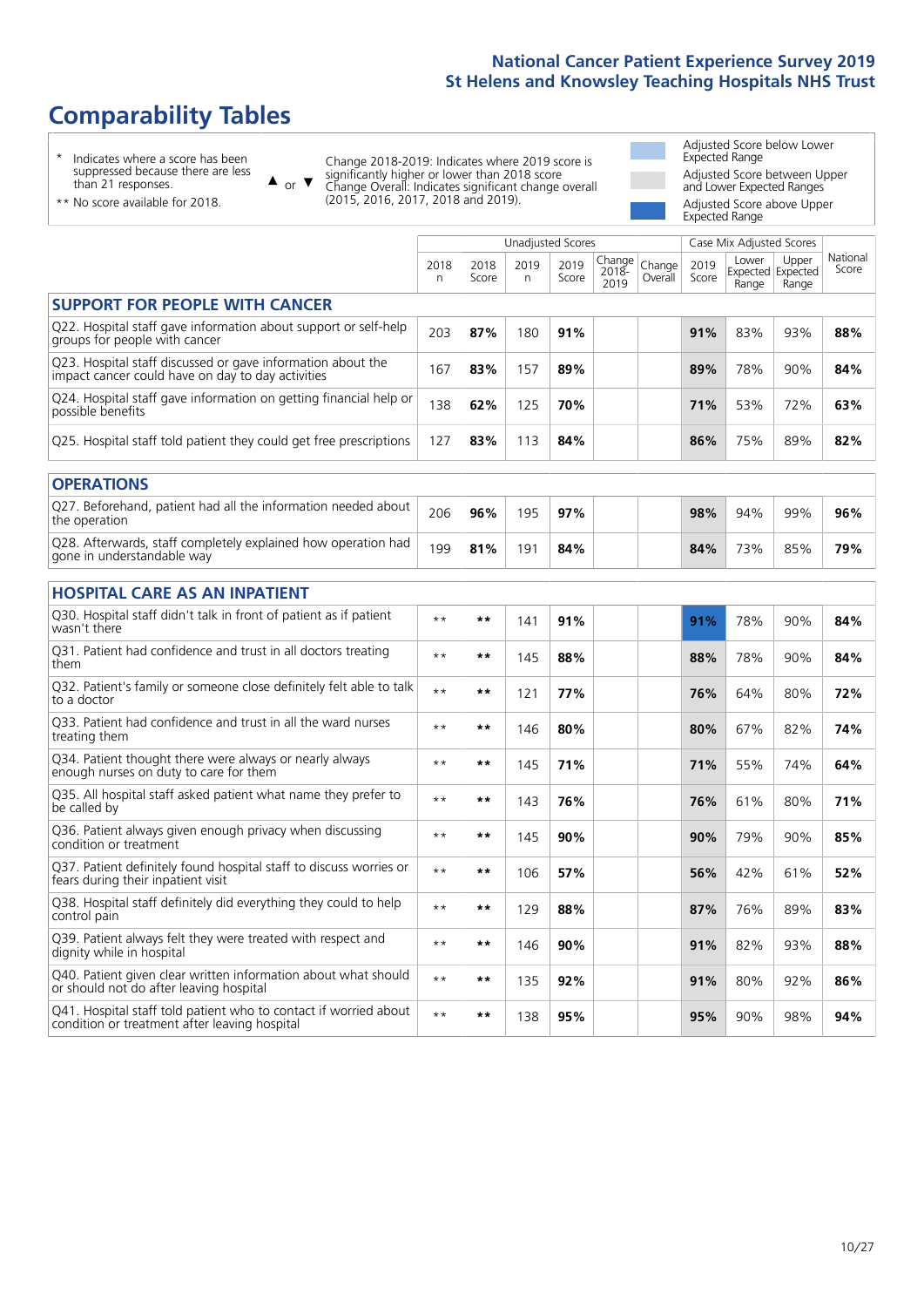# Comparability Tables

\* Indicates where a score has been suppressed because there are less than 21 responses.

\*\* No score available for 2018.

▲ or ▼ Change 2018-2019: Indicates where 2019 score is significantly higher or lower than 2018 score. Change Overall: Indicates significant change overall (2015, 2016, 2017, 2018 and 2019).

Adjusted Score below Lower Expected Range

Adjusted Score between Upper and Lower Expected Ranges

Adjusted Score above Upper Expected Range

| | Unadjusted Scores | | | | | | Case Mix Adjusted Scores | | | |
|---|---|---|---|---|---|---|---|---|---|---|
| | 2018 n | 2018 Score | 2019 n | 2019 Score | Change 2018-2019 | Change Overall | 2019 Score | Lower Expected Range | Upper Expected Range | National Score |
| **SUPPORT FOR PEOPLE WITH CANCER** | | | | | | | | | | |
| Q22. Hospital staff gave information about support or self-help groups for people with cancer | 203 | **87%** | 180 | **91%** | | | **91%** | 83% | 93% | **88%** |
| Q23. Hospital staff discussed or gave information about the impact cancer could have on day to day activities | 167 | **83%** | 157 | **89%** | | | **89%** | 78% | 90% | **84%** |
| Q24. Hospital staff gave information on getting financial help or possible benefits | 138 | **62%** | 125 | **70%** | | | **71%** | 53% | 72% | **63%** |
| Q25. Hospital staff told patient they could get free prescriptions | 127 | **83%** | 113 | **84%** | | | **86%** | 75% | 89% | **82%** |
| **OPERATIONS** | | | | | | | | | | |
| Q27. Beforehand, patient had all the information needed about the operation | 206 | **96%** | 195 | **97%** | | | **98%** | 94% | 99% | **96%** |
| Q28. Afterwards, staff completely explained how operation had gone in understandable way | 199 | **81%** | 191 | **84%** | | | **84%** | 73% | 85% | **79%** |
| **HOSPITAL CARE AS AN INPATIENT** | | | | | | | | | | |
| Q30. Hospital staff didn't talk in front of patient as if patient wasn't there | ** | ** | 141 | **91%** | | | **91%** | 78% | 90% | **84%** |
| Q31. Patient had confidence and trust in all doctors treating them | ** | ** | 145 | **88%** | | | **88%** | 78% | 90% | **84%** |
| Q32. Patient's family or someone close definitely felt able to talk to a doctor | ** | ** | 121 | **77%** | | | **76%** | 64% | 80% | **72%** |
| Q33. Patient had confidence and trust in all the ward nurses treating them | ** | ** | 146 | **80%** | | | **80%** | 67% | 82% | **74%** |
| Q34. Patient thought there were always or nearly always enough nurses on duty to care for them | ** | ** | 145 | **71%** | | | **71%** | 55% | 74% | **64%** |
| Q35. All hospital staff asked patient what name they prefer to be called by | ** | ** | 143 | **76%** | | | **76%** | 61% | 80% | **71%** |
| Q36. Patient always given enough privacy when discussing condition or treatment | ** | ** | 145 | **90%** | | | **90%** | 79% | 90% | **85%** |
| Q37. Patient definitely found hospital staff to discuss worries or fears during their inpatient visit | ** | ** | 106 | **57%** | | | **56%** | 42% | 61% | **52%** |
| Q38. Hospital staff definitely did everything they could to help control pain | ** | ** | 129 | **88%** | | | **87%** | 76% | 89% | **83%** |
| Q39. Patient always felt they were treated with respect and dignity while in hospital | ** | ** | 146 | **90%** | | | **91%** | 82% | 93% | **88%** |
| Q40. Patient given clear written information about what should or should not do after leaving hospital | ** | ** | 135 | **92%** | | | **91%** | 80% | 92% | **86%** |
| Q41. Hospital staff told patient who to contact if worried about condition or treatment after leaving hospital | ** | ** | 138 | **95%** | | | **95%** | 90% | 98% | **94%** |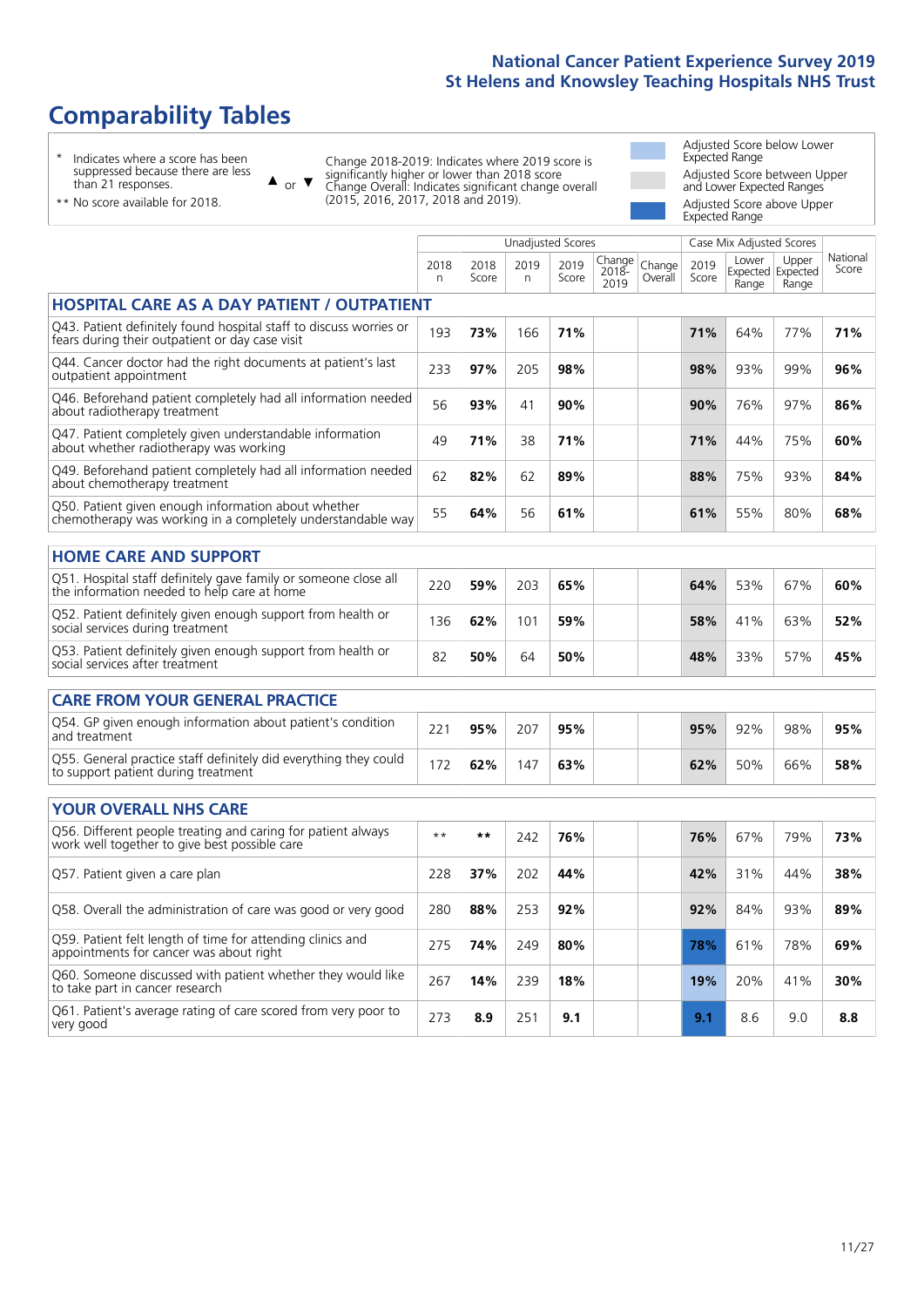# Comparability Tables

\* Indicates where a score has been suppressed because there are less than 21 responses.

\*\* No score available for 2018.

▲ or ▼ Change 2018-2019: Indicates where 2019 score is significantly higher or lower than 2018 score. Change Overall: Indicates significant change overall (2015, 2016, 2017, 2018 and 2019).

Adjusted Score below Lower Expected Range

Adjusted Score between Upper and Lower Expected Ranges

Adjusted Score above Upper Expected Range

| | Unadjusted Scores | | | | | | Case Mix Adjusted Scores | | | |
|---|---|---|---|---|---|---|---|---|---|---|
| | 2018 n | 2018 Score | 2019 n | 2019 Score | Change 2018-2019 | Change Overall | 2019 Score | Lower Expected Range | Upper Expected Range | National Score |
| **HOSPITAL CARE AS A DAY PATIENT / OUTPATIENT** | | | | | | | | | | |
| Q43. Patient definitely found hospital staff to discuss worries or fears during their outpatient or day case visit | 193 | **73%** | 166 | **71%** | | | **71%** | 64% | 77% | **71%** |
| Q44. Cancer doctor had the right documents at patient's last outpatient appointment | 233 | **97%** | 205 | **98%** | | | **98%** | 93% | 99% | **96%** |
| Q46. Beforehand patient completely had all information needed about radiotherapy treatment | 56 | **93%** | 41 | **90%** | | | **90%** | 76% | 97% | **86%** |
| Q47. Patient completely given understandable information about whether radiotherapy was working | 49 | **71%** | 38 | **71%** | | | **71%** | 44% | 75% | **60%** |
| Q49. Beforehand patient completely had all information needed about chemotherapy treatment | 62 | **82%** | 62 | **89%** | | | **88%** | 75% | 93% | **84%** |
| Q50. Patient given enough information about whether chemotherapy was working in a completely understandable way | 55 | **64%** | 56 | **61%** | | | **61%** | 55% | 80% | **68%** |
| **HOME CARE AND SUPPORT** | | | | | | | | | | |
| Q51. Hospital staff definitely gave family or someone close all the information needed to help care at home | 220 | **59%** | 203 | **65%** | | | **64%** | 53% | 67% | **60%** |
| Q52. Patient definitely given enough support from health or social services during treatment | 136 | **62%** | 101 | **59%** | | | **58%** | 41% | 63% | **52%** |
| Q53. Patient definitely given enough support from health or social services after treatment | 82 | **50%** | 64 | **50%** | | | **48%** | 33% | 57% | **45%** |
| **CARE FROM YOUR GENERAL PRACTICE** | | | | | | | | | | |
| Q54. GP given enough information about patient's condition and treatment | 221 | **95%** | 207 | **95%** | | | **95%** | 92% | 98% | **95%** |
| Q55. General practice staff definitely did everything they could to support patient during treatment | 172 | **62%** | 147 | **63%** | | | **62%** | 50% | 66% | **58%** |
| **YOUR OVERALL NHS CARE** | | | | | | | | | | |
| Q56. Different people treating and caring for patient always work well together to give best possible care | ** | ** | 242 | **76%** | | | **76%** | 67% | 79% | **73%** |
| Q57. Patient given a care plan | 228 | **37%** | 202 | **44%** | | | **42%** | 31% | 44% | **38%** |
| Q58. Overall the administration of care was good or very good | 280 | **88%** | 253 | **92%** | | | **92%** | 84% | 93% | **89%** |
| Q59. Patient felt length of time for attending clinics and appointments for cancer was about right | 275 | **74%** | 249 | **80%** | | | **78%** | 61% | 78% | **69%** |
| Q60. Someone discussed with patient whether they would like to take part in cancer research | 267 | **14%** | 239 | **18%** | | | **19%** | 20% | 41% | **30%** |
| Q61. Patient's average rating of care scored from very poor to very good | 273 | **8.9** | 251 | **9.1** | | | **9.1** | 8.6 | 9.0 | **8.8** |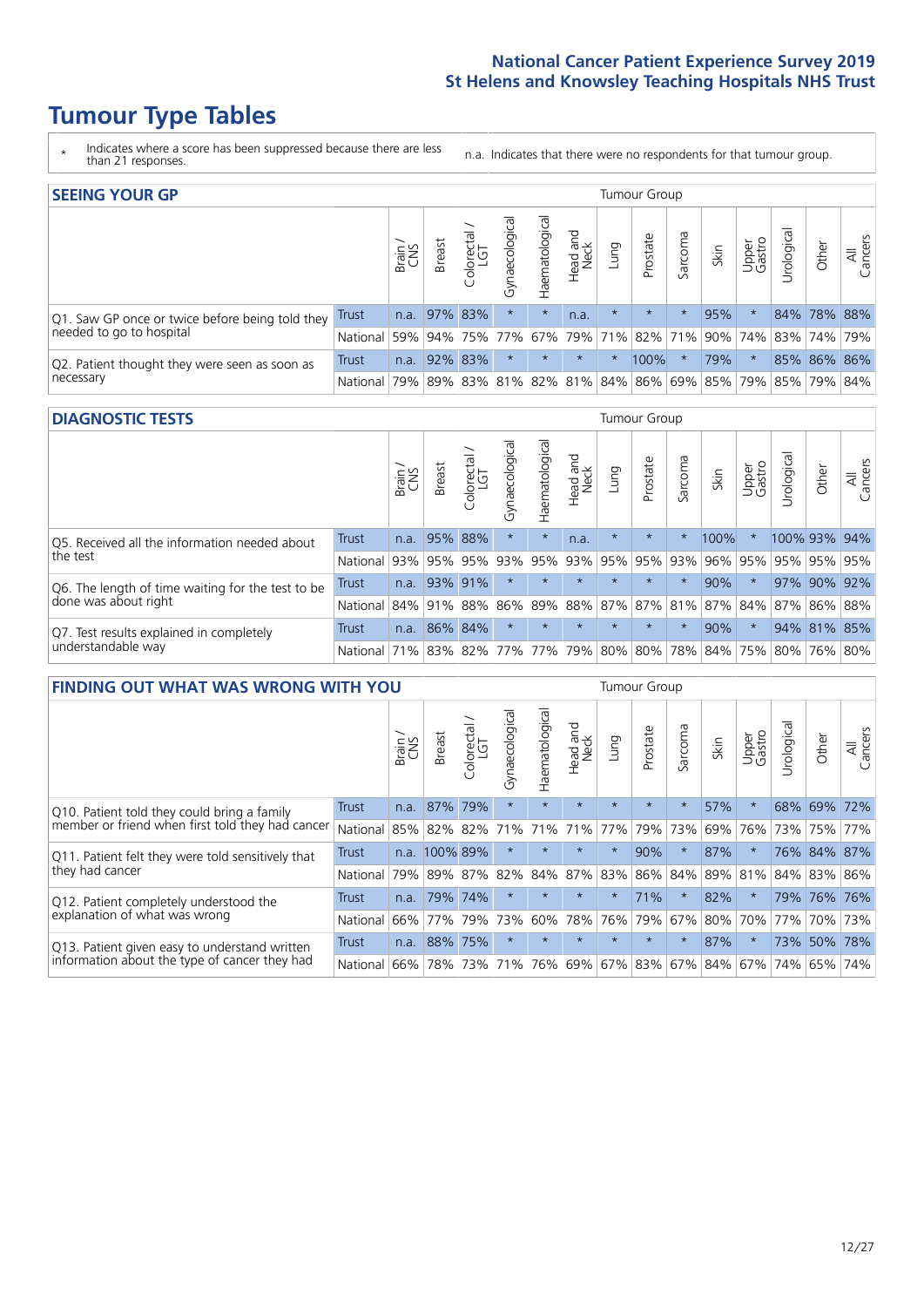# Tumour Type Tables

\* Indicates where a score has been suppressed because there are less than 21 responses.

n.a. Indicates that there were no respondents for that tumour group.

## SEEING YOUR GP

| | | Brain / CNS | Breast | Colorectal / LGT | Gynaecological | Haematological | Head and Neck | Lung | Prostate | Sarcoma | Skin | Upper Gastro | Urological | Other | All Cancers |
|---|---|---|---|---|---|---|---|---|---|---|---|---|---|---|---|
| Q1. Saw GP once or twice before being told they needed to go to hospital | Trust | n.a. | 97% | 83% | * | * | n.a. | * | * | * | 95% | * | 84% | 78% | 88% |
| | National | 59% | 94% | 75% | 77% | 67% | 79% | 71% | 82% | 71% | 90% | 74% | 83% | 74% | 79% |
| Q2. Patient thought they were seen as soon as necessary | Trust | n.a. | 92% | 83% | * | * | * | * | 100% | * | 79% | * | 85% | 86% | 86% |
| | National | 79% | 89% | 83% | 81% | 82% | 81% | 84% | 86% | 69% | 85% | 79% | 85% | 79% | 84% |

## DIAGNOSTIC TESTS

| | | Brain / CNS | Breast | Colorectal / LGT | Gynaecological | Haematological | Head and Neck | Lung | Prostate | Sarcoma | Skin | Upper Gastro | Urological | Other | All Cancers |
|---|---|---|---|---|---|---|---|---|---|---|---|---|---|---|---|
| Q5. Received all the information needed about the test | Trust | n.a. | 95% | 88% | * | * | n.a. | * | * | * | 100% | * | 100% | 93% | 94% |
| | National | 93% | 95% | 95% | 93% | 95% | 93% | 95% | 95% | 93% | 96% | 95% | 95% | 95% | 95% |
| Q6. The length of time waiting for the test to be done was about right | Trust | n.a. | 93% | 91% | * | * | * | * | * | * | 90% | * | 97% | 90% | 92% |
| | National | 84% | 91% | 88% | 86% | 89% | 88% | 87% | 87% | 81% | 87% | 84% | 87% | 86% | 88% |
| Q7. Test results explained in completely understandable way | Trust | n.a. | 86% | 84% | * | * | * | * | * | * | 90% | * | 94% | 81% | 85% |
| | National | 71% | 83% | 82% | 77% | 77% | 79% | 80% | 80% | 78% | 84% | 75% | 80% | 76% | 80% |

## FINDING OUT WHAT WAS WRONG WITH YOU

| | | Brain / CNS | Breast | Colorectal / LGT | Gynaecological | Haematological | Head and Neck | Lung | Prostate | Sarcoma | Skin | Upper Gastro | Urological | Other | All Cancers |
|---|---|---|---|---|---|---|---|---|---|---|---|---|---|---|---|
| Q10. Patient told they could bring a family member or friend when first told they had cancer | Trust | n.a. | 87% | 79% | * | * | * | * | * | * | 57% | * | 68% | 69% | 72% |
| | National | 85% | 82% | 82% | 71% | 71% | 71% | 77% | 79% | 73% | 69% | 76% | 73% | 75% | 77% |
| Q11. Patient felt they were told sensitively that they had cancer | Trust | n.a. | 100% | 89% | * | * | * | * | 90% | * | 87% | * | 76% | 84% | 87% |
| | National | 79% | 89% | 87% | 82% | 84% | 87% | 83% | 86% | 84% | 89% | 81% | 84% | 83% | 86% |
| Q12. Patient completely understood the explanation of what was wrong | Trust | n.a. | 79% | 74% | * | * | * | * | 71% | * | 82% | * | 79% | 76% | 76% |
| | National | 66% | 77% | 79% | 73% | 60% | 78% | 76% | 79% | 67% | 80% | 70% | 77% | 70% | 73% |
| Q13. Patient given easy to understand written information about the type of cancer they had | Trust | n.a. | 88% | 75% | * | * | * | * | * | * | 87% | * | 73% | 50% | 78% |
| | National | 66% | 78% | 73% | 71% | 76% | 69% | 67% | 83% | 67% | 84% | 67% | 74% | 65% | 74% |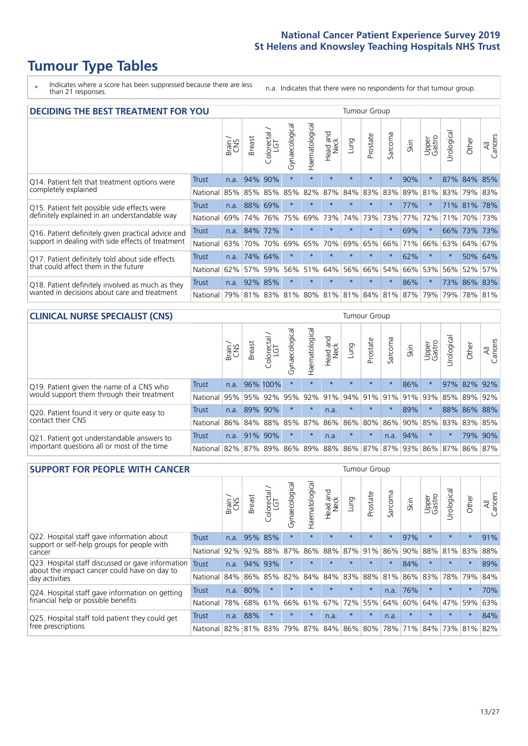# Tumour Type Tables

\* Indicates where a score has been suppressed because there are less than 21 responses.

n.a. Indicates that there were no respondents for that tumour group.

## DECIDING THE BEST TREATMENT FOR YOU

| | | Brain / CNS | Breast | Colorectal / LGT | Gynaecological | Haematological | Head and Neck | Lung | Prostate | Sarcoma | Skin | Upper Gastro | Urological | Other | All Cancers |
|---|---|---|---|---|---|---|---|---|---|---|---|---|---|---|---|
| Q14. Patient felt that treatment options were completely explained | Trust | n.a. | 94% | 90% | * | * | * | * | * | * | 90% | * | 87% | 84% | 85% |
| | National | 85% | 85% | 85% | 85% | 82% | 87% | 84% | 83% | 83% | 89% | 81% | 83% | 79% | 83% |
| Q15. Patient felt possible side effects were definitely explained in an understandable way | Trust | n.a. | 88% | 69% | * | * | * | * | * | * | 77% | * | 71% | 81% | 78% |
| | National | 69% | 74% | 76% | 75% | 69% | 73% | 74% | 73% | 73% | 77% | 72% | 71% | 70% | 73% |
| Q16. Patient definitely given practical advice and support in dealing with side effects of treatment | Trust | n.a. | 84% | 72% | * | * | * | * | * | * | 69% | * | 66% | 73% | 73% |
| | National | 63% | 70% | 70% | 69% | 65% | 70% | 69% | 65% | 66% | 71% | 66% | 63% | 64% | 67% |
| Q17. Patient definitely told about side effects that could affect them in the future | Trust | n.a. | 74% | 64% | * | * | * | * | * | * | 62% | * | * | 50% | 64% |
| | National | 62% | 57% | 59% | 56% | 51% | 64% | 56% | 66% | 54% | 66% | 53% | 56% | 52% | 57% |
| Q18. Patient definitely involved as much as they wanted in decisions about care and treatment | Trust | n.a. | 92% | 85% | * | * | * | * | * | * | 86% | * | 73% | 86% | 83% |
| | National | 79% | 81% | 83% | 81% | 80% | 81% | 81% | 84% | 81% | 87% | 79% | 79% | 78% | 81% |

## CLINICAL NURSE SPECIALIST (CNS)

| | | Brain / CNS | Breast | Colorectal / LGT | Gynaecological | Haematological | Head and Neck | Lung | Prostate | Sarcoma | Skin | Upper Gastro | Urological | Other | All Cancers |
|---|---|---|---|---|---|---|---|---|---|---|---|---|---|---|---|
| Q19. Patient given the name of a CNS who would support them through their treatment | Trust | n.a. | 96% | 100% | * | * | * | * | * | * | 86% | * | 97% | 82% | 92% |
| | National | 95% | 95% | 92% | 95% | 92% | 91% | 94% | 91% | 91% | 91% | 93% | 85% | 89% | 92% |
| Q20. Patient found it very or quite easy to contact their CNS | Trust | n.a. | 89% | 90% | * | * | n.a. | * | * | * | 89% | * | 88% | 86% | 88% |
| | National | 86% | 84% | 88% | 85% | 87% | 86% | 86% | 80% | 86% | 90% | 85% | 83% | 83% | 85% |
| Q21. Patient got understandable answers to important questions all or most of the time | Trust | n.a. | 91% | 90% | * | * | n.a. | * | * | n.a. | 94% | * | * | 79% | 90% |
| | National | 82% | 87% | 89% | 86% | 89% | 88% | 86% | 87% | 87% | 93% | 86% | 87% | 86% | 87% |

## SUPPORT FOR PEOPLE WITH CANCER

| | | Brain / CNS | Breast | Colorectal / LGT | Gynaecological | Haematological | Head and Neck | Lung | Prostate | Sarcoma | Skin | Upper Gastro | Urological | Other | All Cancers |
|---|---|---|---|---|---|---|---|---|---|---|---|---|---|---|---|
| Q22. Hospital staff gave information about support or self-help groups for people with cancer | Trust | n.a. | 95% | 85% | * | * | * | * | * | * | 97% | * | * | * | 91% |
| | National | 92% | 92% | 88% | 87% | 86% | 88% | 87% | 91% | 86% | 90% | 88% | 81% | 83% | 88% |
| Q23. Hospital staff discussed or gave information about the impact cancer could have on day to day activities | Trust | n.a. | 94% | 93% | * | * | * | * | * | * | 84% | * | * | * | 89% |
| | National | 84% | 86% | 85% | 82% | 84% | 84% | 83% | 88% | 81% | 86% | 83% | 78% | 79% | 84% |
| Q24. Hospital staff gave information on getting financial help or possible benefits | Trust | n.a. | 80% | * | * | * | * | * | * | n.a. | 76% | * | * | * | 70% |
| | National | 78% | 68% | 61% | 66% | 61% | 67% | 72% | 55% | 64% | 60% | 64% | 47% | 59% | 63% |
| Q25. Hospital staff told patient they could get free prescriptions | Trust | n.a. | 88% | * | * | * | n.a. | * | * | n.a. | * | * | * | * | 84% |
| | National | 82% | 81% | 83% | 79% | 87% | 84% | 86% | 80% | 78% | 71% | 84% | 73% | 81% | 82% |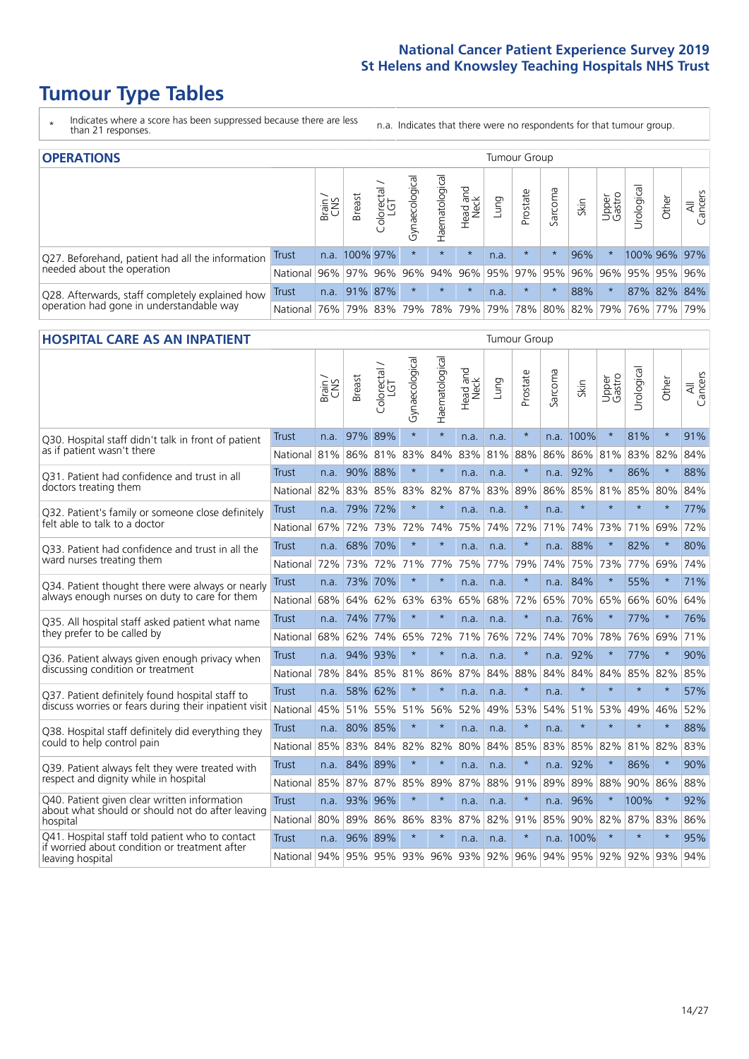# Tumour Type Tables

\* Indicates where a score has been suppressed because there are less than 21 responses.

n.a. Indicates that there were no respondents for that tumour group.

## OPERATIONS

| | | Brain / CNS | Breast | Colorectal / LGT | Gynaecological | Haematological | Head and Neck | Lung | Prostate | Sarcoma | Skin | Upper Gastro | Urological | Other | All Cancers |
|---|---|---|---|---|---|---|---|---|---|---|---|---|---|---|---|
| Q27. Beforehand, patient had all the information needed about the operation | Trust | n.a. | 100% | 97% | * | * | * | n.a. | * | * | 96% | * | 100% | 96% | 97% |
| | National | 96% | 97% | 96% | 96% | 94% | 96% | 95% | 97% | 95% | 96% | 96% | 95% | 95% | 96% |
| Q28. Afterwards, staff completely explained how operation had gone in understandable way | Trust | n.a. | 91% | 87% | * | * | * | n.a. | * | * | 88% | * | 87% | 82% | 84% |
| | National | 76% | 79% | 83% | 79% | 78% | 79% | 79% | 78% | 80% | 82% | 79% | 76% | 77% | 79% |

## HOSPITAL CARE AS AN INPATIENT

| | | Brain / CNS | Breast | Colorectal / LGT | Gynaecological | Haematological | Head and Neck | Lung | Prostate | Sarcoma | Skin | Upper Gastro | Urological | Other | All Cancers |
|---|---|---|---|---|---|---|---|---|---|---|---|---|---|---|---|
| Q30. Hospital staff didn't talk in front of patient as if patient wasn't there | Trust | n.a. | 97% | 89% | * | * | n.a. | n.a. | * | n.a. | 100% | * | 81% | * | 91% |
| | National | 81% | 86% | 81% | 83% | 84% | 83% | 81% | 88% | 86% | 86% | 81% | 83% | 82% | 84% |
| Q31. Patient had confidence and trust in all doctors treating them | Trust | n.a. | 90% | 88% | * | * | n.a. | n.a. | * | n.a. | 92% | * | 86% | * | 88% |
| | National | 82% | 83% | 85% | 83% | 82% | 87% | 83% | 89% | 86% | 85% | 81% | 85% | 80% | 84% |
| Q32. Patient's family or someone close definitely felt able to talk to a doctor | Trust | n.a. | 79% | 72% | * | * | n.a. | n.a. | * | n.a. | * | * | * | * | 77% |
| | National | 67% | 72% | 73% | 72% | 74% | 75% | 74% | 72% | 71% | 74% | 73% | 71% | 69% | 72% |
| Q33. Patient had confidence and trust in all the ward nurses treating them | Trust | n.a. | 68% | 70% | * | * | n.a. | n.a. | * | n.a. | 88% | * | 82% | * | 80% |
| | National | 72% | 73% | 72% | 71% | 77% | 75% | 77% | 79% | 74% | 75% | 73% | 77% | 69% | 74% |
| Q34. Patient thought there were always or nearly always enough nurses on duty to care for them | Trust | n.a. | 73% | 70% | * | * | n.a. | n.a. | * | n.a. | 84% | * | 55% | * | 71% |
| | National | 68% | 64% | 62% | 63% | 63% | 65% | 68% | 72% | 65% | 70% | 65% | 66% | 60% | 64% |
| Q35. All hospital staff asked patient what name they prefer to be called by | Trust | n.a. | 74% | 77% | * | * | n.a. | n.a. | * | n.a. | 76% | * | 77% | * | 76% |
| | National | 68% | 62% | 74% | 65% | 72% | 71% | 76% | 72% | 74% | 70% | 78% | 76% | 69% | 71% |
| Q36. Patient always given enough privacy when discussing condition or treatment | Trust | n.a. | 94% | 93% | * | * | n.a. | n.a. | * | n.a. | 92% | * | 77% | * | 90% |
| | National | 78% | 84% | 85% | 81% | 86% | 87% | 84% | 88% | 84% | 84% | 84% | 85% | 82% | 85% |
| Q37. Patient definitely found hospital staff to discuss worries or fears during their inpatient visit | Trust | n.a. | 58% | 62% | * | * | n.a. | n.a. | * | n.a. | * | * | * | * | 57% |
| | National | 45% | 51% | 55% | 51% | 56% | 52% | 49% | 53% | 54% | 51% | 53% | 49% | 46% | 52% |
| Q38. Hospital staff definitely did everything they could to help control pain | Trust | n.a. | 80% | 85% | * | * | n.a. | n.a. | * | n.a. | * | * | * | * | 88% |
| | National | 85% | 83% | 84% | 82% | 82% | 80% | 84% | 85% | 83% | 85% | 82% | 81% | 82% | 83% |
| Q39. Patient always felt they were treated with respect and dignity while in hospital | Trust | n.a. | 84% | 89% | * | * | n.a. | n.a. | * | n.a. | 92% | * | 86% | * | 90% |
| | National | 85% | 87% | 87% | 85% | 89% | 87% | 88% | 91% | 89% | 89% | 88% | 90% | 86% | 88% |
| Q40. Patient given clear written information about what should or should not do after leaving hospital | Trust | n.a. | 93% | 96% | * | * | n.a. | n.a. | * | n.a. | 96% | * | 100% | * | 92% |
| | National | 80% | 89% | 86% | 86% | 83% | 87% | 82% | 91% | 85% | 90% | 82% | 87% | 83% | 86% |
| Q41. Hospital staff told patient who to contact if worried about condition or treatment after leaving hospital | Trust | n.a. | 96% | 89% | * | * | n.a. | n.a. | * | n.a. | 100% | * | * | * | 95% |
| | National | 94% | 95% | 95% | 93% | 96% | 93% | 92% | 96% | 94% | 95% | 92% | 92% | 93% | 94% |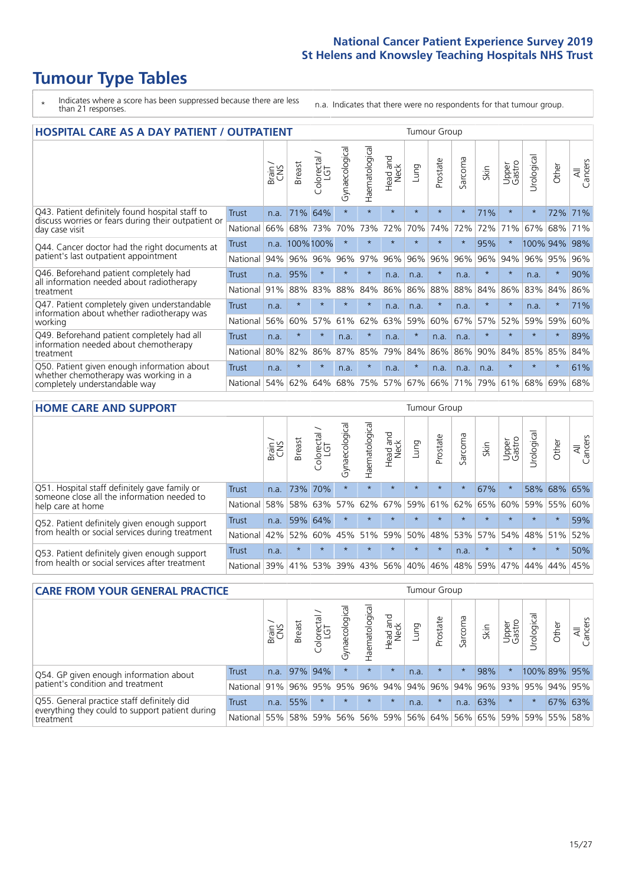# National Cancer Patient Experience Survey 2019
# St Helens and Knowsley Teaching Hospitals NHS Trust

# Tumour Type Tables

- \* Indicates where a score has been suppressed because there are less than 21 responses.
- n.a. Indicates that there were no respondents for that tumour group.

## HOSPITAL CARE AS A DAY PATIENT / OUTPATIENT

| | | Brain / CNS | Breast | Colorectal / LGT | Gynaecological | Haematological | Head and Neck | Lung | Prostate | Sarcoma | Skin | Upper Gastro | Urological | Other | All Cancers |
|---|---|---|---|---|---|---|---|---|---|---|---|---|---|---|---|
| Q43. Patient definitely found hospital staff to discuss worries or fears during their outpatient or day case visit | Trust | n.a. | 71% | 64% | * | * | * | * | * | * | 71% | * | * | 72% | 71% |
| | National | 66% | 68% | 73% | 70% | 73% | 72% | 70% | 74% | 72% | 72% | 71% | 67% | 68% | 71% |
| Q44. Cancer doctor had the right documents at patient's last outpatient appointment | Trust | n.a. | 100% | 100% | * | * | * | * | * | * | 95% | * | 100% | 94% | 98% |
| | National | 94% | 96% | 96% | 96% | 97% | 96% | 96% | 96% | 96% | 96% | 94% | 96% | 95% | 96% |
| Q46. Beforehand patient completely had all information needed about radiotherapy treatment | Trust | n.a. | 95% | * | * | * | n.a. | n.a. | * | n.a. | * | * | n.a. | * | 90% |
| | National | 91% | 88% | 83% | 88% | 84% | 86% | 86% | 88% | 88% | 84% | 86% | 83% | 84% | 86% |
| Q47. Patient completely given understandable information about whether radiotherapy was working | Trust | n.a. | * | * | * | * | n.a. | n.a. | * | n.a. | * | * | n.a. | * | 71% |
| | National | 56% | 60% | 57% | 61% | 62% | 63% | 59% | 60% | 67% | 57% | 52% | 59% | 59% | 60% |
| Q49. Beforehand patient completely had all information needed about chemotherapy treatment | Trust | n.a. | * | * | n.a. | * | n.a. | * | n.a. | n.a. | * | * | * | * | 89% |
| | National | 80% | 82% | 86% | 87% | 85% | 79% | 84% | 86% | 86% | 90% | 84% | 85% | 85% | 84% |
| Q50. Patient given enough information about whether chemotherapy was working in a completely understandable way | Trust | n.a. | * | * | n.a. | * | n.a. | * | n.a. | n.a. | n.a. | * | * | * | 61% |
| | National | 54% | 62% | 64% | 68% | 75% | 57% | 67% | 66% | 71% | 79% | 61% | 68% | 69% | 68% |

## HOME CARE AND SUPPORT

| | | Brain / CNS | Breast | Colorectal / LGT | Gynaecological | Haematological | Head and Neck | Lung | Prostate | Sarcoma | Skin | Upper Gastro | Urological | Other | All Cancers |
|---|---|---|---|---|---|---|---|---|---|---|---|---|---|---|---|
| Q51. Hospital staff definitely gave family or someone close all the information needed to help care at home | Trust | n.a. | 73% | 70% | * | * | * | * | * | * | 67% | * | 58% | 68% | 65% |
| | National | 58% | 58% | 63% | 57% | 62% | 67% | 59% | 61% | 62% | 65% | 60% | 59% | 55% | 60% |
| Q52. Patient definitely given enough support from health or social services during treatment | Trust | n.a. | 59% | 64% | * | * | * | * | * | * | * | * | * | * | 59% |
| | National | 42% | 52% | 60% | 45% | 51% | 59% | 50% | 48% | 53% | 57% | 54% | 48% | 51% | 52% |
| Q53. Patient definitely given enough support from health or social services after treatment | Trust | n.a. | * | * | * | * | * | * | * | n.a. | * | * | * | * | 50% |
| | National | 39% | 41% | 53% | 39% | 43% | 56% | 40% | 46% | 48% | 59% | 47% | 44% | 44% | 45% |

## CARE FROM YOUR GENERAL PRACTICE

| | | Brain / CNS | Breast | Colorectal / LGT | Gynaecological | Haematological | Head and Neck | Lung | Prostate | Sarcoma | Skin | Upper Gastro | Urological | Other | All Cancers |
|---|---|---|---|---|---|---|---|---|---|---|---|---|---|---|---|
| Q54. GP given enough information about patient's condition and treatment | Trust | n.a. | 97% | 94% | * | * | * | n.a. | * | * | 98% | * | 100% | 89% | 95% |
| | National | 91% | 96% | 95% | 95% | 96% | 94% | 94% | 96% | 94% | 96% | 93% | 95% | 94% | 95% |
| Q55. General practice staff definitely did everything they could to support patient during treatment | Trust | n.a. | 55% | * | * | * | * | n.a. | * | n.a. | 63% | * | * | 67% | 63% |
| | National | 55% | 58% | 59% | 56% | 56% | 59% | 56% | 64% | 56% | 65% | 59% | 59% | 55% | 58% |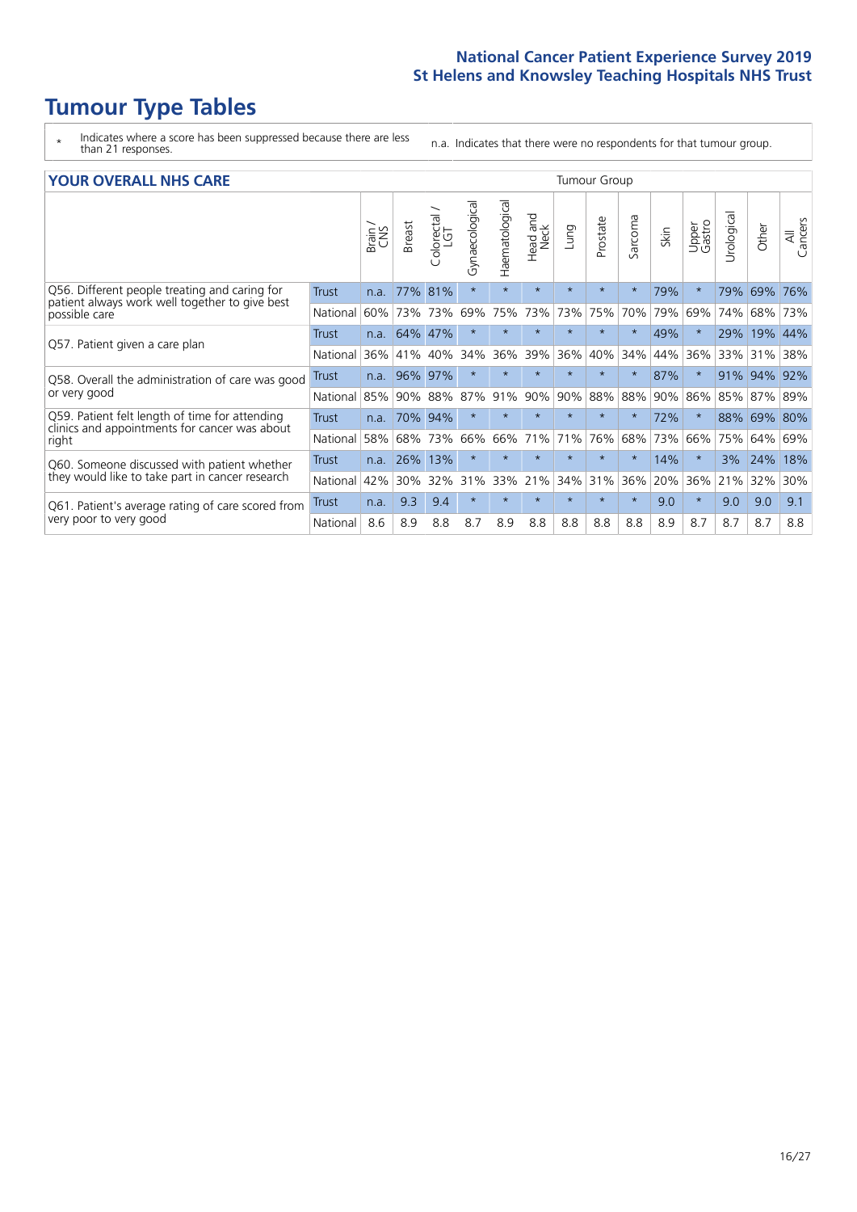# Tumour Type Tables

\* Indicates where a score has been suppressed because there are less than 21 responses.

n.a. Indicates that there were no respondents for that tumour group.

## YOUR OVERALL NHS CARE

| | | Brain / CNS | Breast | Colorectal / LGT | Gynaecological | Haematological | Head and Neck | Lung | Prostate | Sarcoma | Skin | Upper Gastro | Urological | Other | All Cancers |
|---|---|---|---|---|---|---|---|---|---|---|---|---|---|---|---|
| Q56. Different people treating and caring for patient always work well together to give best possible care | Trust | n.a. | 77% | 81% | * | * | * | * | * | * | 79% | * | 79% | 69% | 76% |
| | National | 60% | 73% | 73% | 69% | 75% | 73% | 73% | 75% | 70% | 79% | 69% | 74% | 68% | 73% |
| Q57. Patient given a care plan | Trust | n.a. | 64% | 47% | * | * | * | * | * | * | 49% | * | 29% | 19% | 44% |
| | National | 36% | 41% | 40% | 34% | 36% | 39% | 36% | 40% | 34% | 44% | 36% | 33% | 31% | 38% |
| Q58. Overall the administration of care was good or very good | Trust | n.a. | 96% | 97% | * | * | * | * | * | * | 87% | * | 91% | 94% | 92% |
| | National | 85% | 90% | 88% | 87% | 91% | 90% | 90% | 88% | 88% | 90% | 86% | 85% | 87% | 89% |
| Q59. Patient felt length of time for attending clinics and appointments for cancer was about right | Trust | n.a. | 70% | 94% | * | * | * | * | * | * | 72% | * | 88% | 69% | 80% |
| | National | 58% | 68% | 73% | 66% | 66% | 71% | 71% | 76% | 68% | 73% | 66% | 75% | 64% | 69% |
| Q60. Someone discussed with patient whether they would like to take part in cancer research | Trust | n.a. | 26% | 13% | * | * | * | * | * | * | 14% | * | 3% | 24% | 18% |
| | National | 42% | 30% | 32% | 31% | 33% | 21% | 34% | 31% | 36% | 20% | 36% | 21% | 32% | 30% |
| Q61. Patient's average rating of care scored from very poor to very good | Trust | n.a. | 9.3 | 9.4 | * | * | * | * | * | * | 9.0 | * | 9.0 | 9.0 | 9.1 |
| | National | 8.6 | 8.9 | 8.8 | 8.7 | 8.9 | 8.8 | 8.8 | 8.8 | 8.8 | 8.9 | 8.7 | 8.7 | 8.7 | 8.8 |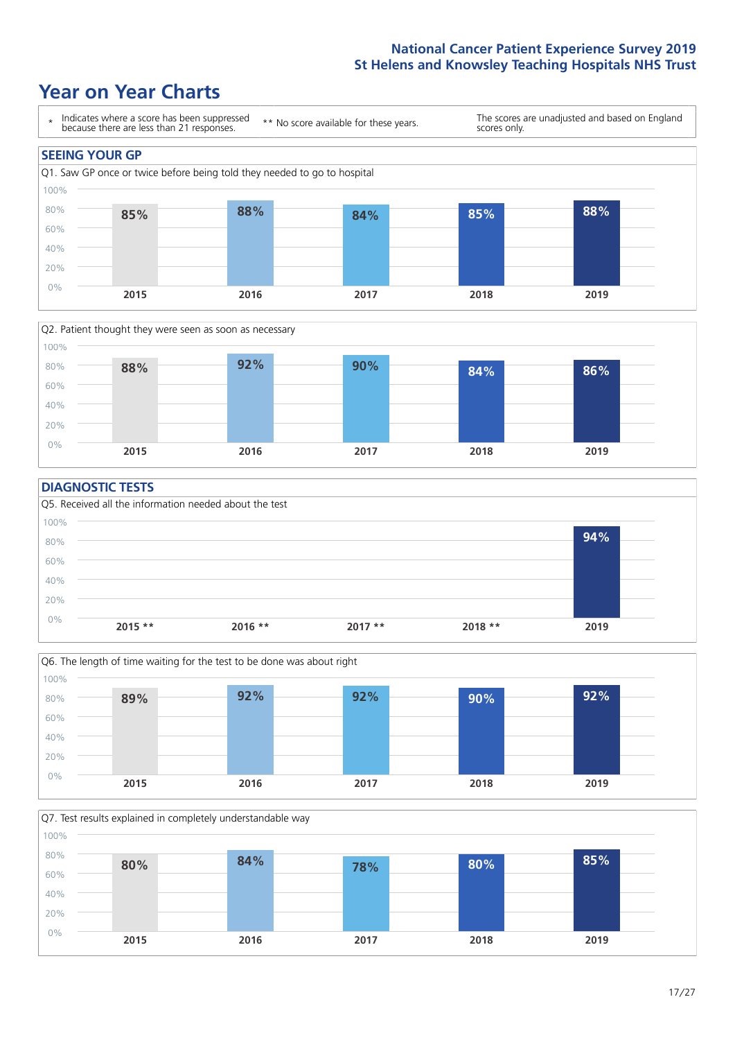# Year on Year Charts

\* Indicates where a score has been suppressed because there are less than 21 responses.

** No score available for these years.

The scores are unadjusted and based on England scores only.

## SEEING YOUR GP

Q1. Saw GP once or twice before being told they needed to go to hospital

100%
80%
60%
40%
20%
0%

85% 88% 84% 85% 88%

2015 2016 2017 2018 2019

Q2. Patient thought they were seen as soon as necessary

100%
80%
60%
40%
20%
0%

88% 92% 90% 84% 86%

2015 2016 2017 2018 2019

## DIAGNOSTIC TESTS

Q5. Received all the information needed about the test

100%
80%
60%
40%
20%
0%

94%

2015 ** 2016 ** 2017 ** 2018 ** 2019

Q6. The length of time waiting for the test to be done was about right

100%
80%
60%
40%
20%
0%

89% 92% 92% 90% 92%

2015 2016 2017 2018 2019

Q7. Test results explained in completely understandable way

100%
80%
60%
40%
20%
0%

80% 84% 78% 80% 85%

2015 2016 2017 2018 2019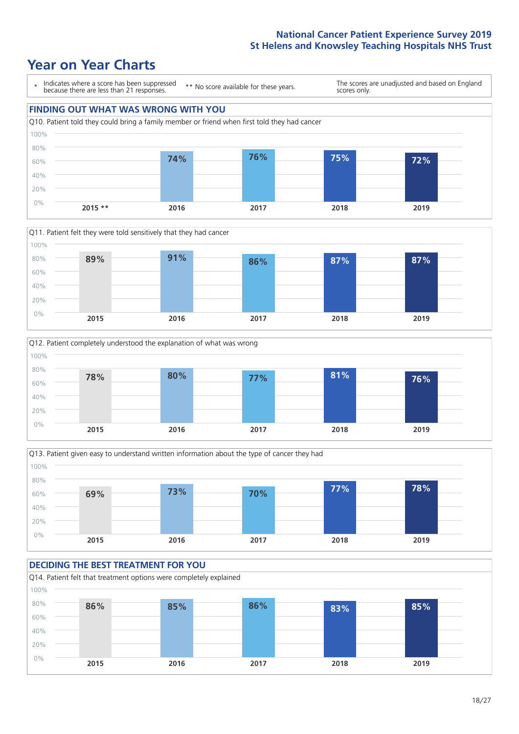# National Cancer Patient Experience Survey 2019
# St Helens and Knowsley Teaching Hospitals NHS Trust

## Year on Year Charts

\* Indicates where a score has been suppressed because there are less than 21 responses.

\*\* No score available for these years.

The scores are unadjusted and based on England scores only.

### FINDING OUT WHAT WAS WRONG WITH YOU

Q10. Patient told they could bring a family member or friend when first told they had cancer

100%
80%
60%
40%
20%
0%

74%
76%
75%
72%

2015 **
2016
2017
2018
2019

Q11. Patient felt they were told sensitively that they had cancer

100%
80%
60%
40%
20%
0%

89%
91%
86%
87%
87%

2015
2016
2017
2018
2019

Q12. Patient completely understood the explanation of what was wrong

100%
80%
60%
40%
20%
0%

78%
80%
77%
81%
76%

2015
2016
2017
2018
2019

Q13. Patient given easy to understand written information about the type of cancer they had

100%
80%
60%
40%
20%
0%

69%
73%
70%
77%
78%

2015
2016
2017
2018
2019

### DECIDING THE BEST TREATMENT FOR YOU

Q14. Patient felt that treatment options were completely explained

100%
80%
60%
40%
20%
0%

86%
85%
86%
83%
85%

2015
2016
2017
2018
2019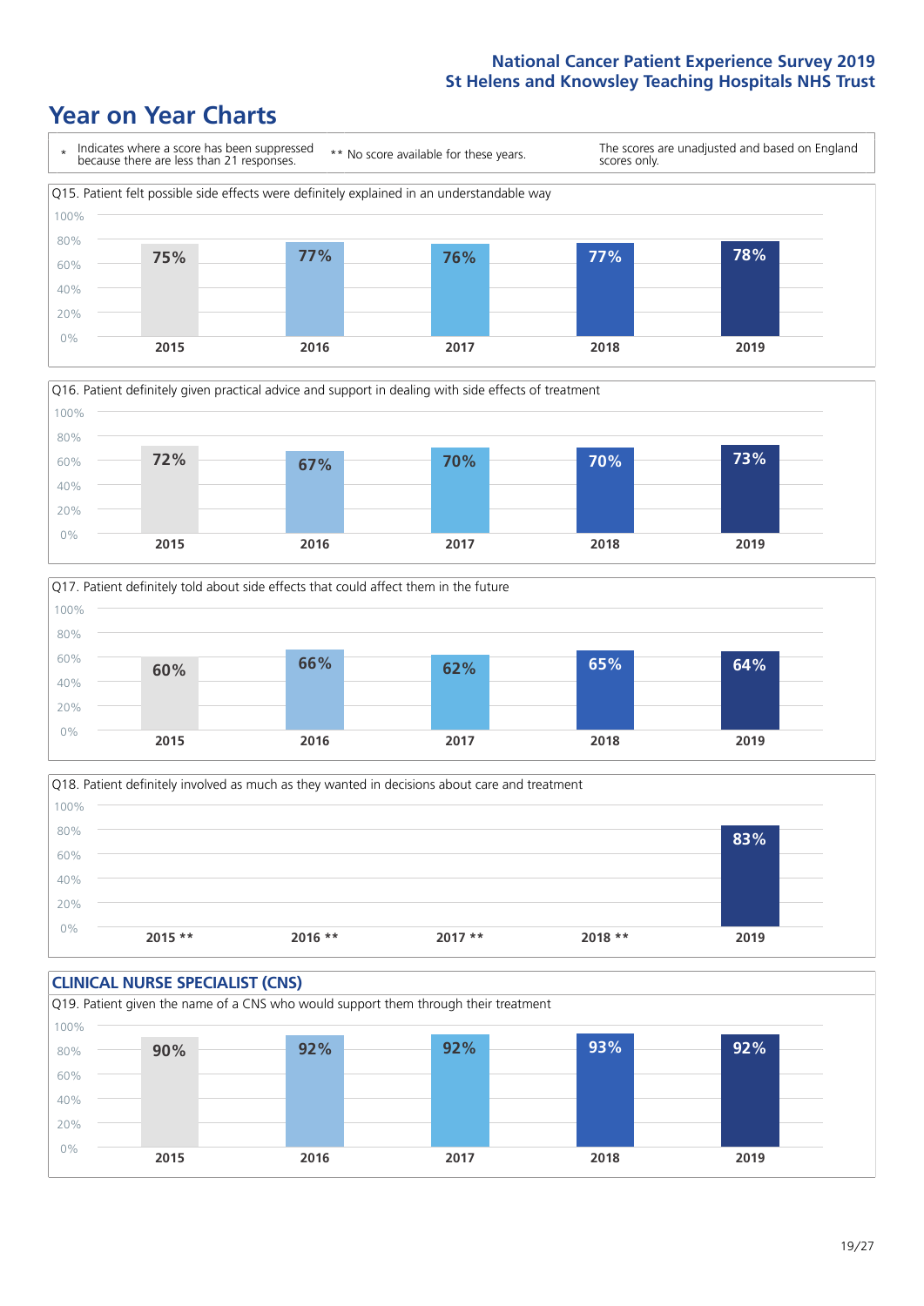# Year on Year Charts

\* Indicates where a score has been suppressed because there are less than 21 responses.

** No score available for these years.

The scores are unadjusted and based on England scores only.

Q15. Patient felt possible side effects were definitely explained in an understandable way

100%
80%
60%
40%
20%
0%

75% 2015
77% 2016
76% 2017
77% 2018
78% 2019

Q16. Patient definitely given practical advice and support in dealing with side effects of treatment

100%
80%
60%
40%
20%
0%

72% 2015
67% 2016
70% 2017
70% 2018
73% 2019

Q17. Patient definitely told about side effects that could affect them in the future

100%
80%
60%
40%
20%
0%

60% 2015
66% 2016
62% 2017
65% 2018
64% 2019

Q18. Patient definitely involved as much as they wanted in decisions about care and treatment

100%
80%
60%
40%
20%
0%

2015 **
2016 **
2017 **
2018 **
83% 2019

## CLINICAL NURSE SPECIALIST (CNS)

Q19. Patient given the name of a CNS who would support them through their treatment

100%
80%
60%
40%
20%
0%

90% 2015
92% 2016
92% 2017
93% 2018
92% 2019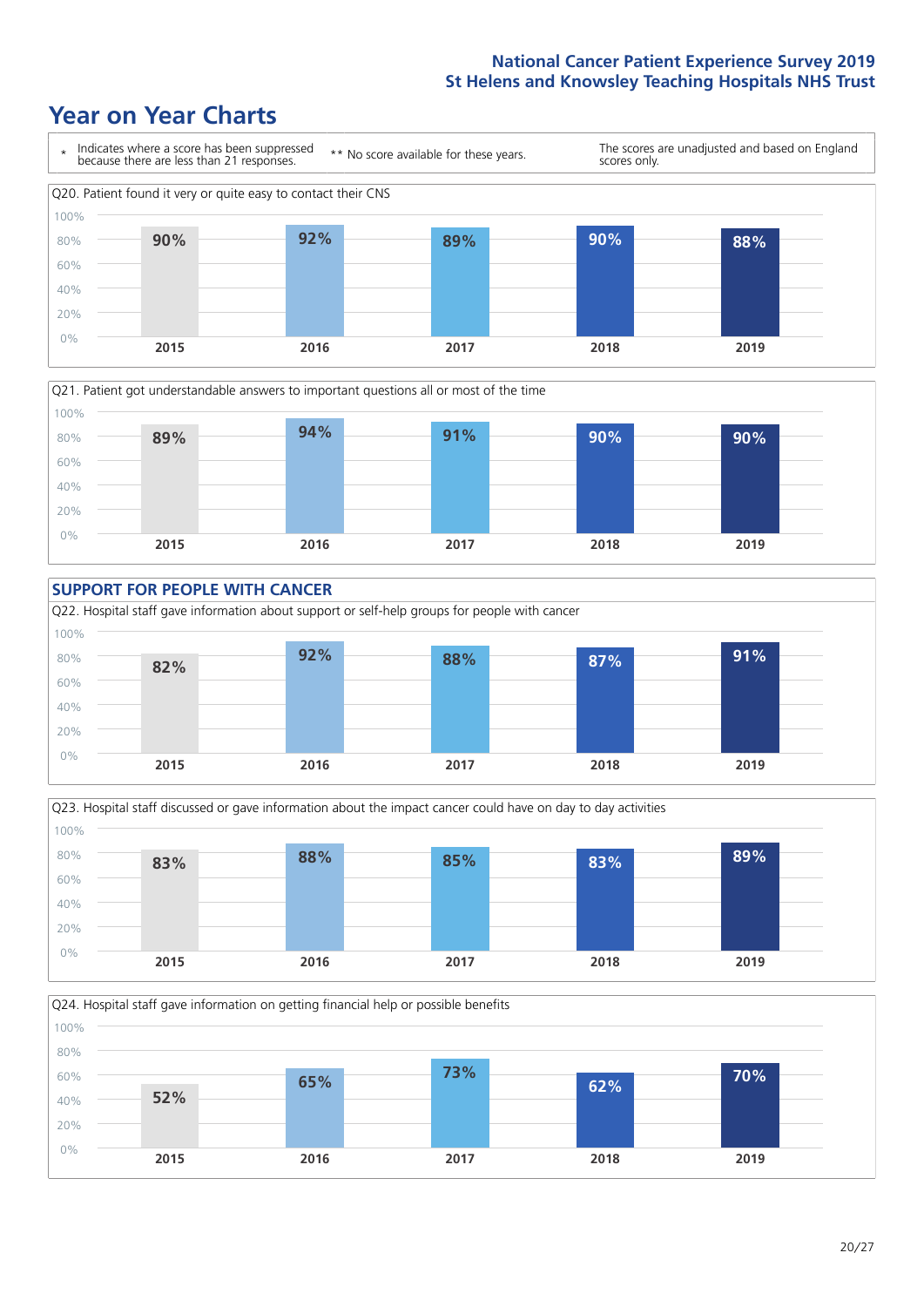# Year on Year Charts

\* Indicates where a score has been suppressed because there are less than 21 responses.

\*\* No score available for these years.

The scores are unadjusted and based on England scores only.

Q20. Patient found it very or quite easy to contact their CNS

100%
80%
60%
40%
20%
0%

90% 2015
92% 2016
89% 2017
90% 2018
88% 2019

Q21. Patient got understandable answers to important questions all or most of the time

100%
80%
60%
40%
20%
0%

89% 2015
94% 2016
91% 2017
90% 2018
90% 2019

## SUPPORT FOR PEOPLE WITH CANCER

Q22. Hospital staff gave information about support or self-help groups for people with cancer

100%
80%
60%
40%
20%
0%

82% 2015
92% 2016
88% 2017
87% 2018
91% 2019

Q23. Hospital staff discussed or gave information about the impact cancer could have on day to day activities

100%
80%
60%
40%
20%
0%

83% 2015
88% 2016
85% 2017
83% 2018
89% 2019

Q24. Hospital staff gave information on getting financial help or possible benefits

100%
80%
60%
40%
20%
0%

52% 2015
65% 2016
73% 2017
62% 2018
70% 2019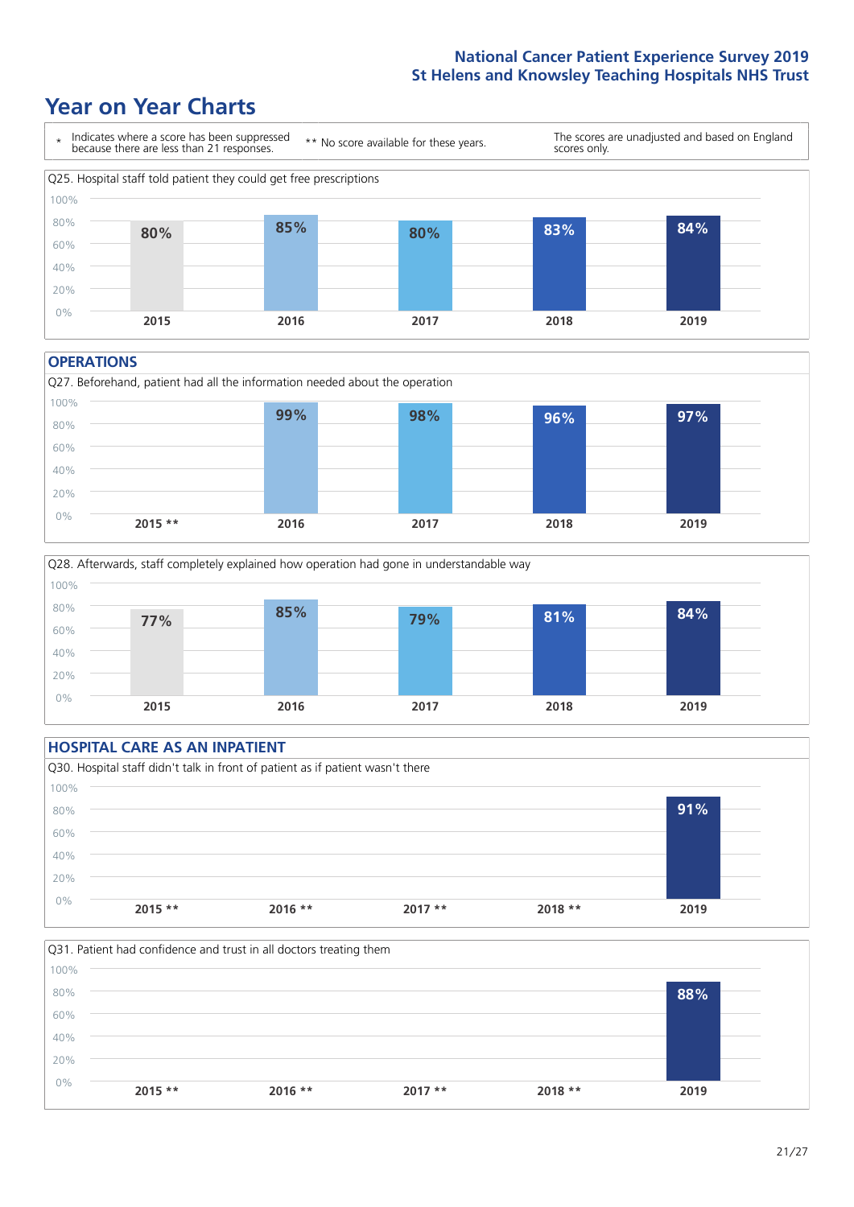# Year on Year Charts

\* Indicates where a score has been suppressed because there are less than 21 responses.

** No score available for these years.

The scores are unadjusted and based on England scores only.

Q25. Hospital staff told patient they could get free prescriptions

100%
80%
60%
40%
20%
0%

80% 85% 80% 83% 84%

2015 2016 2017 2018 2019

## OPERATIONS

Q27. Beforehand, patient had all the information needed about the operation

100%
80%
60%
40%
20%
0%

99% 98% 96% 97%

2015 ** 2016 2017 2018 2019

Q28. Afterwards, staff completely explained how operation had gone in understandable way

100%
80%
60%
40%
20%
0%

77% 85% 79% 81% 84%

2015 2016 2017 2018 2019

## HOSPITAL CARE AS AN INPATIENT

Q30. Hospital staff didn't talk in front of patient as if patient wasn't there

100%
80%
60%
40%
20%
0%

91%

2015 ** 2016 ** 2017 ** 2018 ** 2019

Q31. Patient had confidence and trust in all doctors treating them

100%
80%
60%
40%
20%
0%

88%

2015 ** 2016 ** 2017 ** 2018 ** 2019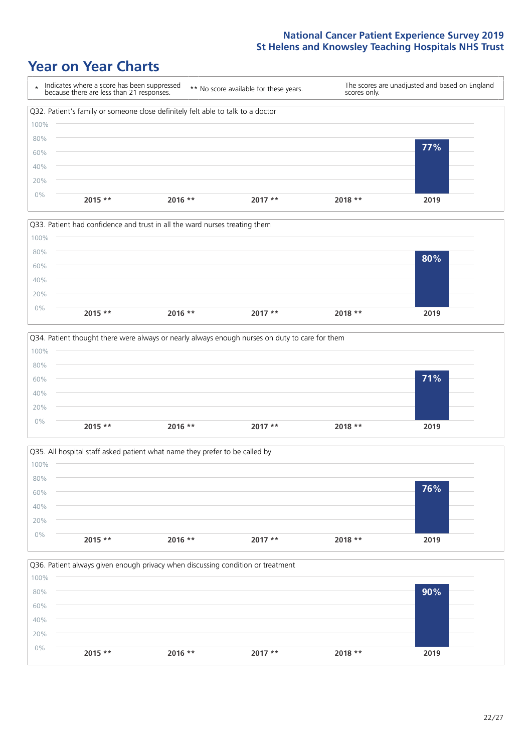# Year on Year Charts

\* Indicates where a score has been suppressed because there are less than 21 responses.

** No score available for these years.

The scores are unadjusted and based on England scores only.

Q32. Patient's family or someone close definitely felt able to talk to a doctor

100%
80%
60%
40%
20%
0%

2015 ** 2016 ** 2017 ** 2018 ** 2019

77%

Q33. Patient had confidence and trust in all the ward nurses treating them

100%
80%
60%
40%
20%
0%

2015 ** 2016 ** 2017 ** 2018 ** 2019

80%

Q34. Patient thought there were always or nearly always enough nurses on duty to care for them

100%
80%
60%
40%
20%
0%

2015 ** 2016 ** 2017 ** 2018 ** 2019

71%

Q35. All hospital staff asked patient what name they prefer to be called by

100%
80%
60%
40%
20%
0%

2015 ** 2016 ** 2017 ** 2018 ** 2019

76%

Q36. Patient always given enough privacy when discussing condition or treatment

100%
80%
60%
40%
20%
0%

2015 ** 2016 ** 2017 ** 2018 ** 2019

90%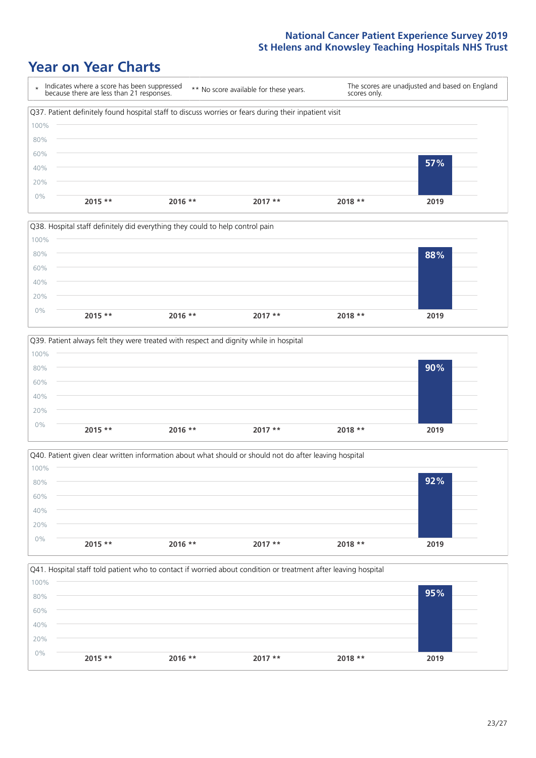# Year on Year Charts

\* Indicates where a score has been suppressed because there are less than 21 responses.

\*\* No score available for these years.

The scores are unadjusted and based on England scores only.

Q37. Patient definitely found hospital staff to discuss worries or fears during their inpatient visit

100%
80%
60%
40%
20%
0%

2015 ** 2016 ** 2017 ** 2018 ** 2019

57%

Q38. Hospital staff definitely did everything they could to help control pain

100%
80%
60%
40%
20%
0%

2015 ** 2016 ** 2017 ** 2018 ** 2019

88%

Q39. Patient always felt they were treated with respect and dignity while in hospital

100%
80%
60%
40%
20%
0%

2015 ** 2016 ** 2017 ** 2018 ** 2019

90%

Q40. Patient given clear written information about what should or should not do after leaving hospital

100%
80%
60%
40%
20%
0%

2015 ** 2016 ** 2017 ** 2018 ** 2019

92%

Q41. Hospital staff told patient who to contact if worried about condition or treatment after leaving hospital

100%
80%
60%
40%
20%
0%

2015 ** 2016 ** 2017 ** 2018 ** 2019

95%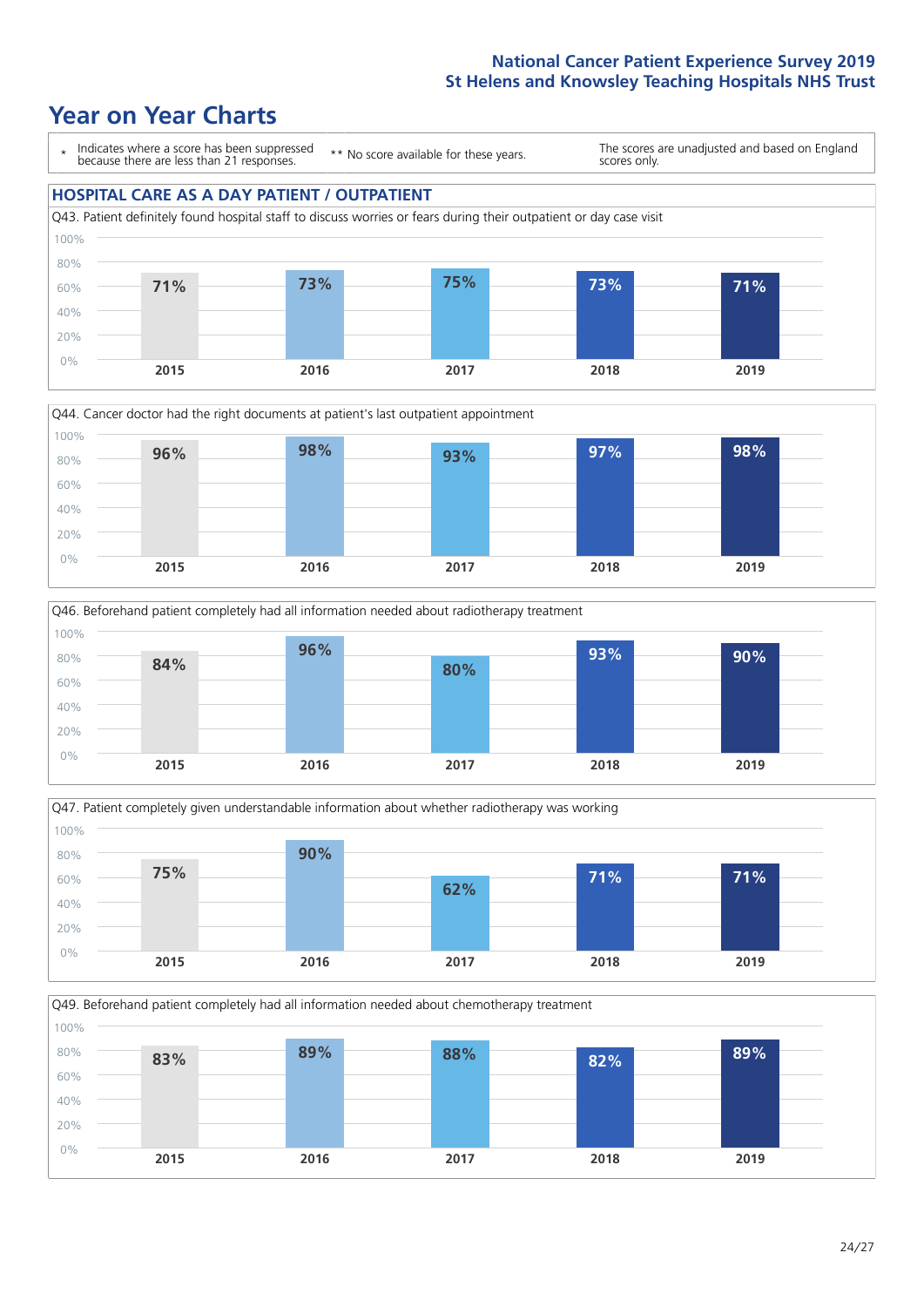# Year on Year Charts

\* Indicates where a score has been suppressed because there are less than 21 responses.

\*\* No score available for these years.

The scores are unadjusted and based on England scores only.

## HOSPITAL CARE AS A DAY PATIENT / OUTPATIENT

Q43. Patient definitely found hospital staff to discuss worries or fears during their outpatient or day case visit

100%
80%
60%
40%
20%
0%

71% 73% 75% 73% 71%

2015 2016 2017 2018 2019

Q44. Cancer doctor had the right documents at patient's last outpatient appointment

100%
80%
60%
40%
20%
0%

96% 98% 93% 97% 98%

2015 2016 2017 2018 2019

Q46. Beforehand patient completely had all information needed about radiotherapy treatment

100%
80%
60%
40%
20%
0%

84% 96% 80% 93% 90%

2015 2016 2017 2018 2019

Q47. Patient completely given understandable information about whether radiotherapy was working

100%
80%
60%
40%
20%
0%

75% 90% 62% 71% 71%

2015 2016 2017 2018 2019

Q49. Beforehand patient completely had all information needed about chemotherapy treatment

100%
80%
60%
40%
20%
0%

83% 89% 88% 82% 89%

2015 2016 2017 2018 2019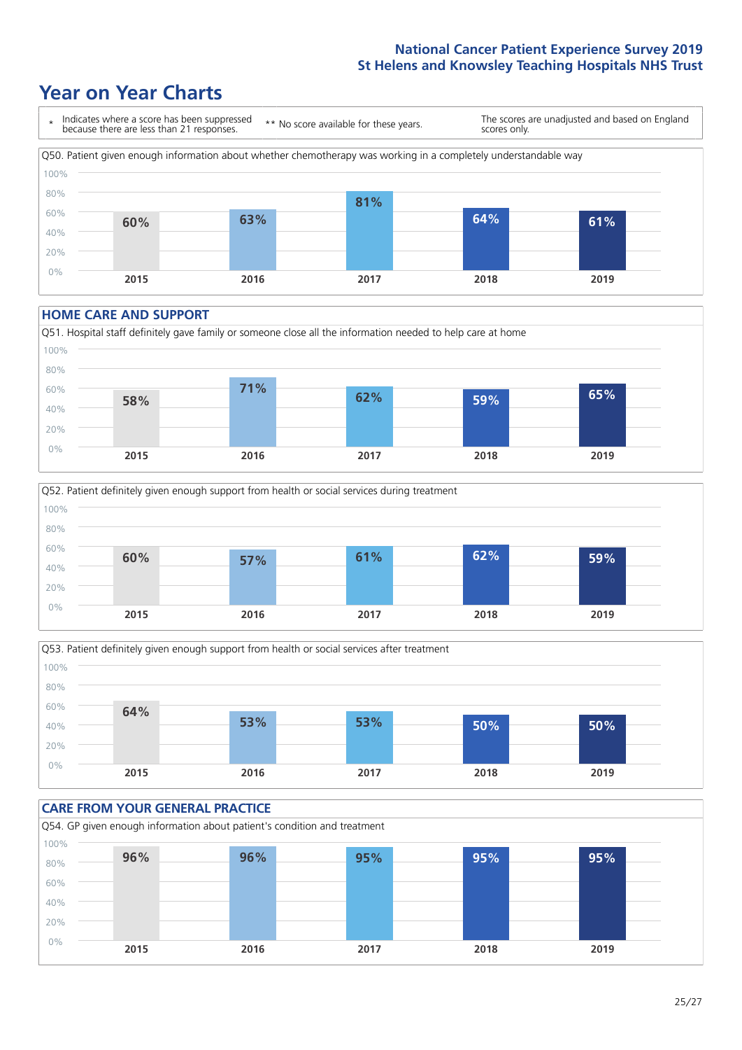# Year on Year Charts

\* Indicates where a score has been suppressed because there are less than 21 responses.

\*\* No score available for these years.

The scores are unadjusted and based on England scores only.

Q50. Patient given enough information about whether chemotherapy was working in a completely understandable way

100%
80%
60%
40%
20%
0%

60% 63% 81% 64% 61%

2015 2016 2017 2018 2019

## HOME CARE AND SUPPORT

Q51. Hospital staff definitely gave family or someone close all the information needed to help care at home

100%
80%
60%
40%
20%
0%

58% 71% 62% 59% 65%

2015 2016 2017 2018 2019

Q52. Patient definitely given enough support from health or social services during treatment

100%
80%
60%
40%
20%
0%

60% 57% 61% 62% 59%

2015 2016 2017 2018 2019

Q53. Patient definitely given enough support from health or social services after treatment

100%
80%
60%
40%
20%
0%

64% 53% 53% 50% 50%

2015 2016 2017 2018 2019

## CARE FROM YOUR GENERAL PRACTICE

Q54. GP given enough information about patient's condition and treatment

100%
80%
60%
40%
20%
0%

96% 96% 95% 95% 95%

2015 2016 2017 2018 2019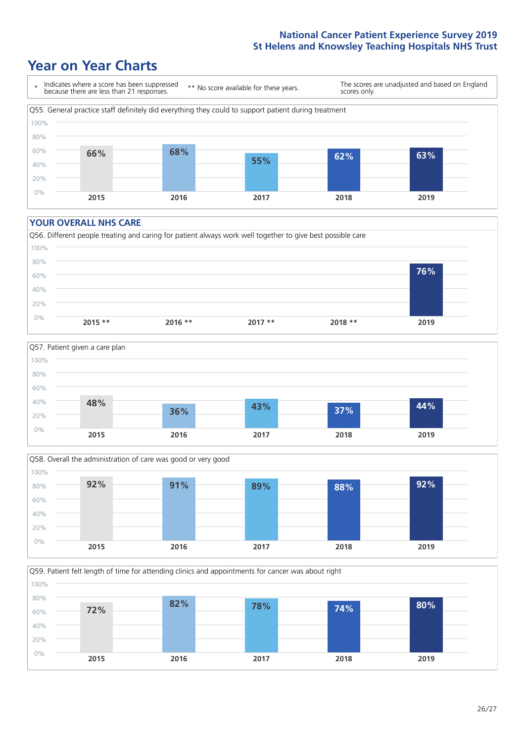# Year on Year Charts

\* Indicates where a score has been suppressed because there are less than 21 responses.

** No score available for these years.

The scores are unadjusted and based on England scores only.

Q55. General practice staff definitely did everything they could to support patient during treatment

100%
80%
60%
40%
20%
0%

66% 68% 55% 62% 63%

2015 2016 2017 2018 2019

## YOUR OVERALL NHS CARE

Q56. Different people treating and caring for patient always work well together to give best possible care

100%
80%
60%
40%
20%
0%

76%

2015 ** 2016 ** 2017 ** 2018 ** 2019

Q57. Patient given a care plan

100%
80%
60%
40%
20%
0%

48% 36% 43% 37% 44%

2015 2016 2017 2018 2019

Q58. Overall the administration of care was good or very good

100%
80%
60%
40%
20%
0%

92% 91% 89% 88% 92%

2015 2016 2017 2018 2019

Q59. Patient felt length of time for attending clinics and appointments for cancer was about right

100%
80%
60%
40%
20%
0%

72% 82% 78% 74% 80%

2015 2016 2017 2018 2019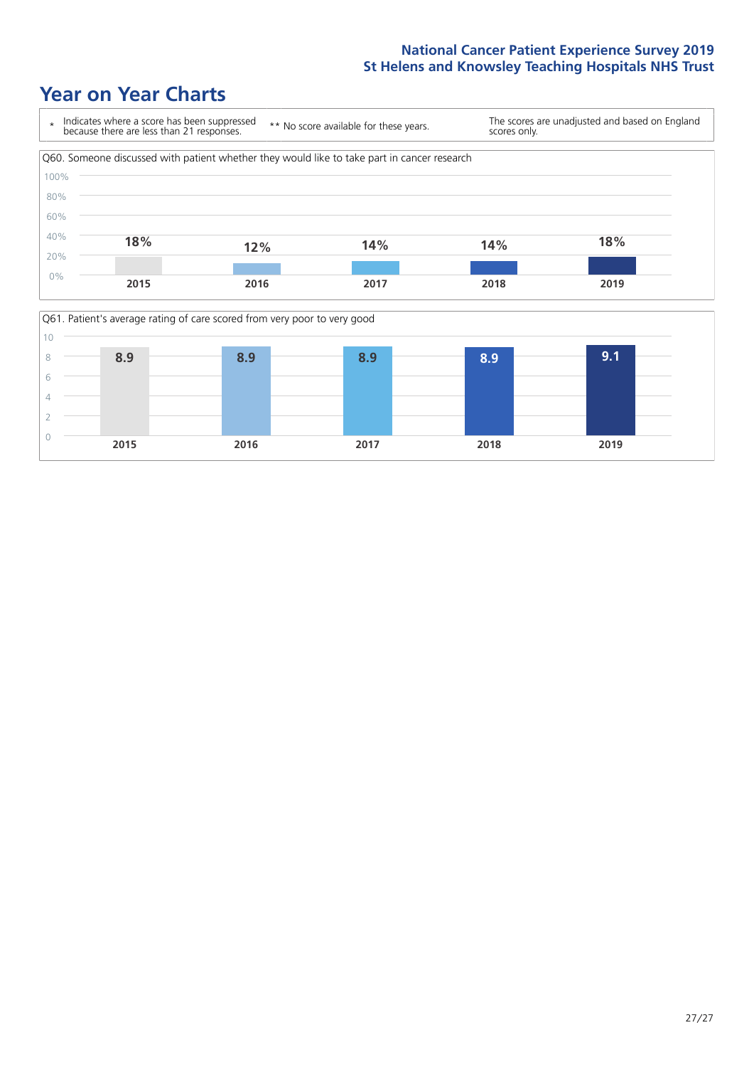# Year on Year Charts

\* Indicates where a score has been suppressed because there are less than 21 responses.

** No score available for these years.

The scores are unadjusted and based on England scores only.

Q60. Someone discussed with patient whether they would like to take part in cancer research

100%
80%
60%
40%
20%
0%

18% 12% 14% 14% 18%

2015 2016 2017 2018 2019

Q61. Patient's average rating of care scored from very poor to very good

10
8
6
4
2
0

8.9 8.9 8.9 8.9 9.1

2015 2016 2017 2018 2019